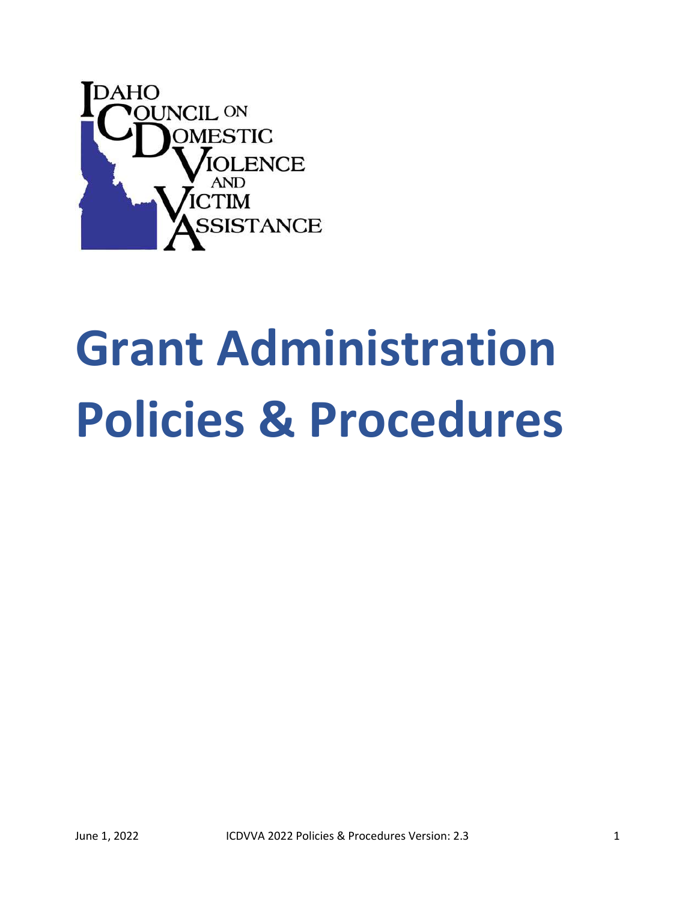Idaho Council on Domestic Violence and Victim Assistance

# Grant Administration Policies & Procedures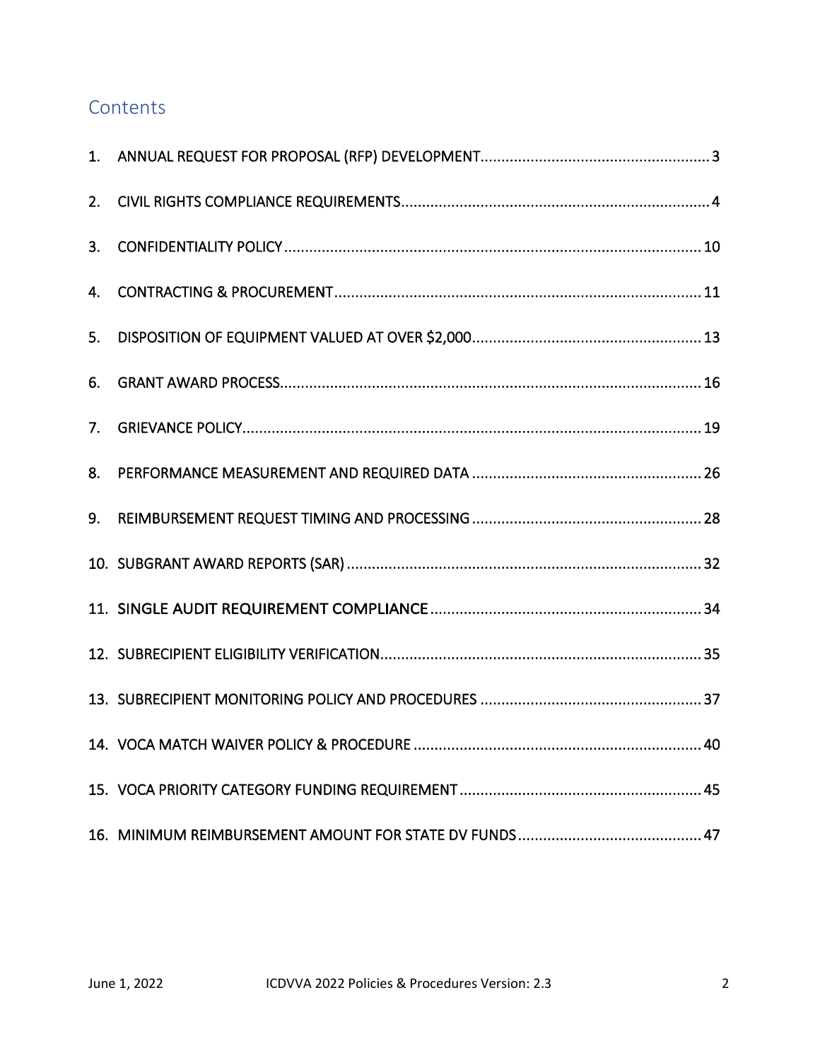## Contents

1. ANNUAL REQUEST FOR PROPOSAL (RFP) DEVELOPMENT ..... 3
2. CIVIL RIGHTS COMPLIANCE REQUIREMENTS ..... 4
3. CONFIDENTIALITY POLICY ..... 10
4. CONTRACTING & PROCUREMENT ..... 11
5. DISPOSITION OF EQUIPMENT VALUED AT OVER $2,000 ..... 13
6. GRANT AWARD PROCESS ..... 16
7. GRIEVANCE POLICY ..... 19
8. PERFORMANCE MEASUREMENT AND REQUIRED DATA ..... 26
9. REIMBURSEMENT REQUEST TIMING AND PROCESSING ..... 28
10. SUBGRANT AWARD REPORTS (SAR) ..... 32
11. SINGLE AUDIT REQUIREMENT COMPLIANCE ..... 34
12. SUBRECIPIENT ELIGIBILITY VERIFICATION ..... 35
13. SUBRECIPIENT MONITORING POLICY AND PROCEDURES ..... 37
14. VOCA MATCH WAIVER POLICY & PROCEDURE ..... 40
15. VOCA PRIORITY CATEGORY FUNDING REQUIREMENT ..... 45
16. MINIMUM REIMBURSEMENT AMOUNT FOR STATE DV FUNDS ..... 47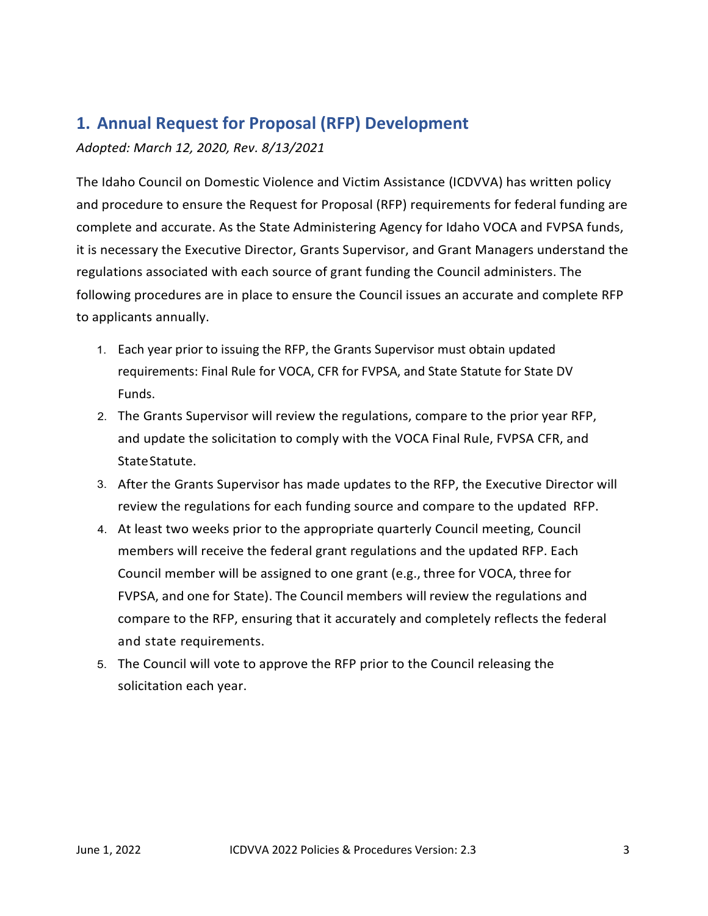## 1. Annual Request for Proposal (RFP) Development

*Adopted: March 12, 2020, Rev. 8/13/2021*

The Idaho Council on Domestic Violence and Victim Assistance (ICDVVA) has written policy and procedure to ensure the Request for Proposal (RFP) requirements for federal funding are complete and accurate. As the State Administering Agency for Idaho VOCA and FVPSA funds, it is necessary the Executive Director, Grants Supervisor, and Grant Managers understand the regulations associated with each source of grant funding the Council administers. The following procedures are in place to ensure the Council issues an accurate and complete RFP to applicants annually.

1. Each year prior to issuing the RFP, the Grants Supervisor must obtain updated requirements: Final Rule for VOCA, CFR for FVPSA, and State Statute for State DV Funds.
2. The Grants Supervisor will review the regulations, compare to the prior year RFP, and update the solicitation to comply with the VOCA Final Rule, FVPSA CFR, and State Statute.
3. After the Grants Supervisor has made updates to the RFP, the Executive Director will review the regulations for each funding source and compare to the updated RFP.
4. At least two weeks prior to the appropriate quarterly Council meeting, Council members will receive the federal grant regulations and the updated RFP. Each Council member will be assigned to one grant (e.g., three for VOCA, three for FVPSA, and one for State). The Council members will review the regulations and compare to the RFP, ensuring that it accurately and completely reflects the federal and state requirements.
5. The Council will vote to approve the RFP prior to the Council releasing the solicitation each year.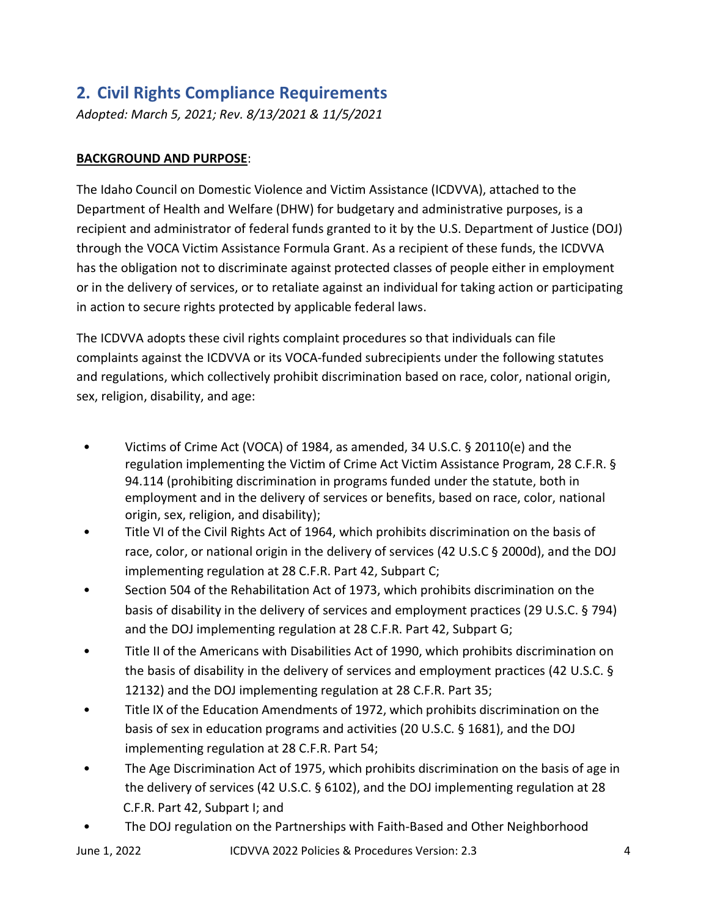## 2. Civil Rights Compliance Requirements

*Adopted: March 5, 2021; Rev. 8/13/2021 & 11/5/2021*

**BACKGROUND AND PURPOSE**:

The Idaho Council on Domestic Violence and Victim Assistance (ICDVVA), attached to the Department of Health and Welfare (DHW) for budgetary and administrative purposes, is a recipient and administrator of federal funds granted to it by the U.S. Department of Justice (DOJ) through the VOCA Victim Assistance Formula Grant. As a recipient of these funds, the ICDVVA has the obligation not to discriminate against protected classes of people either in employment or in the delivery of services, or to retaliate against an individual for taking action or participating in action to secure rights protected by applicable federal laws.

The ICDVVA adopts these civil rights complaint procedures so that individuals can file complaints against the ICDVVA or its VOCA-funded subrecipients under the following statutes and regulations, which collectively prohibit discrimination based on race, color, national origin, sex, religion, disability, and age:

- Victims of Crime Act (VOCA) of 1984, as amended, 34 U.S.C. § 20110(e) and the regulation implementing the Victim of Crime Act Victim Assistance Program, 28 C.F.R. § 94.114 (prohibiting discrimination in programs funded under the statute, both in employment and in the delivery of services or benefits, based on race, color, national origin, sex, religion, and disability);
- Title VI of the Civil Rights Act of 1964, which prohibits discrimination on the basis of race, color, or national origin in the delivery of services (42 U.S.C § 2000d), and the DOJ implementing regulation at 28 C.F.R. Part 42, Subpart C;
- Section 504 of the Rehabilitation Act of 1973, which prohibits discrimination on the basis of disability in the delivery of services and employment practices (29 U.S.C. § 794) and the DOJ implementing regulation at 28 C.F.R. Part 42, Subpart G;
- Title II of the Americans with Disabilities Act of 1990, which prohibits discrimination on the basis of disability in the delivery of services and employment practices (42 U.S.C. § 12132) and the DOJ implementing regulation at 28 C.F.R. Part 35;
- Title IX of the Education Amendments of 1972, which prohibits discrimination on the basis of sex in education programs and activities (20 U.S.C. § 1681), and the DOJ implementing regulation at 28 C.F.R. Part 54;
- The Age Discrimination Act of 1975, which prohibits discrimination on the basis of age in the delivery of services (42 U.S.C. § 6102), and the DOJ implementing regulation at 28 C.F.R. Part 42, Subpart I; and
- The DOJ regulation on the Partnerships with Faith-Based and Other Neighborhood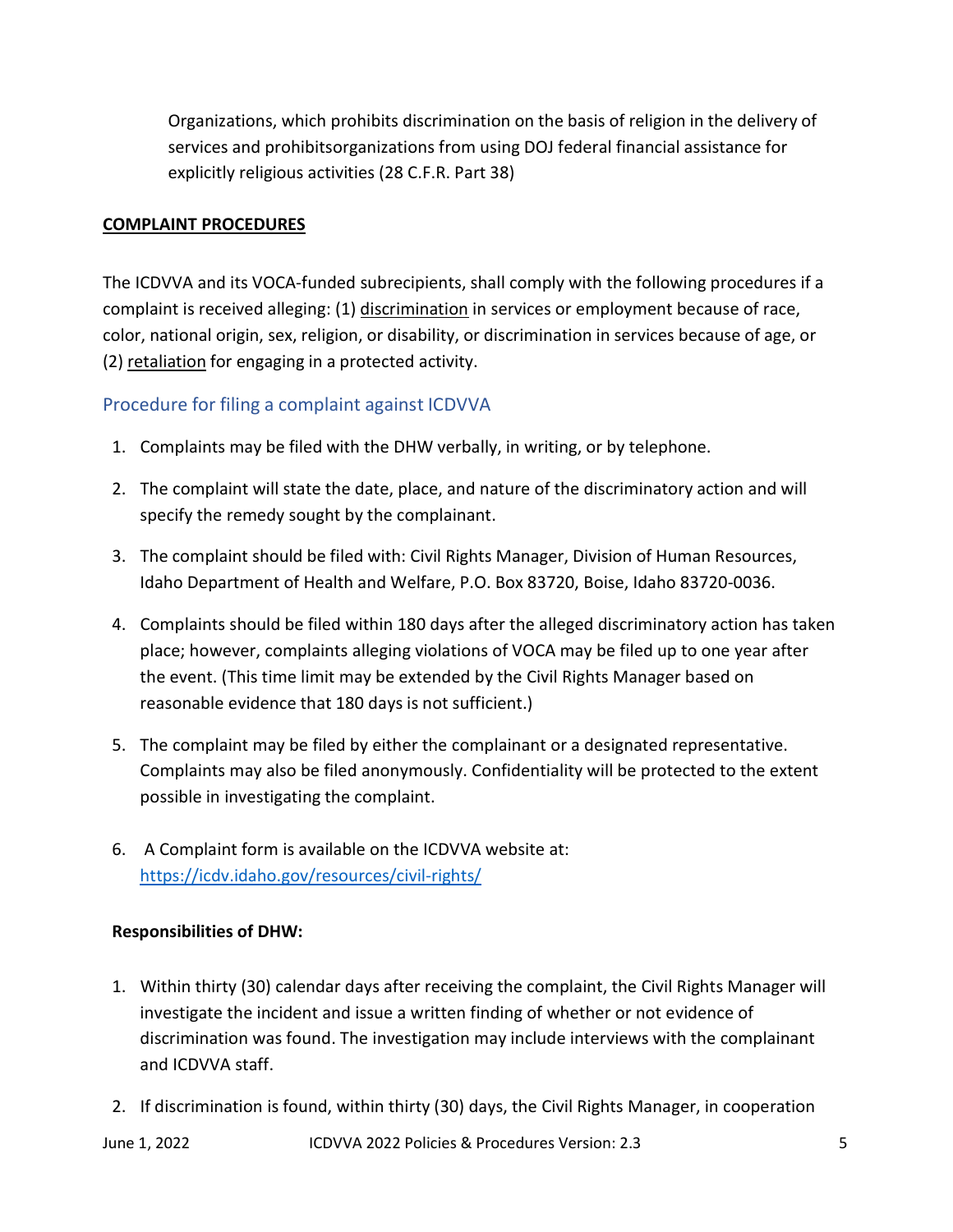Organizations, which prohibits discrimination on the basis of religion in the delivery of services and prohibitsorganizations from using DOJ federal financial assistance for explicitly religious activities (28 C.F.R. Part 38)

## COMPLAINT PROCEDURES

The ICDVVA and its VOCA-funded subrecipients, shall comply with the following procedures if a complaint is received alleging: (1) discrimination in services or employment because of race, color, national origin, sex, religion, or disability, or discrimination in services because of age, or (2) retaliation for engaging in a protected activity.

### Procedure for filing a complaint against ICDVVA

1. Complaints may be filed with the DHW verbally, in writing, or by telephone.
2. The complaint will state the date, place, and nature of the discriminatory action and will specify the remedy sought by the complainant.
3. The complaint should be filed with: Civil Rights Manager, Division of Human Resources, Idaho Department of Health and Welfare, P.O. Box 83720, Boise, Idaho 83720-0036.
4. Complaints should be filed within 180 days after the alleged discriminatory action has taken place; however, complaints alleging violations of VOCA may be filed up to one year after the event. (This time limit may be extended by the Civil Rights Manager based on reasonable evidence that 180 days is not sufficient.)
5. The complaint may be filed by either the complainant or a designated representative. Complaints may also be filed anonymously. Confidentiality will be protected to the extent possible in investigating the complaint.
6. A Complaint form is available on the ICDVVA website at: https://icdv.idaho.gov/resources/civil-rights/

**Responsibilities of DHW:**

1. Within thirty (30) calendar days after receiving the complaint, the Civil Rights Manager will investigate the incident and issue a written finding of whether or not evidence of discrimination was found. The investigation may include interviews with the complainant and ICDVVA staff.
2. If discrimination is found, within thirty (30) days, the Civil Rights Manager, in cooperation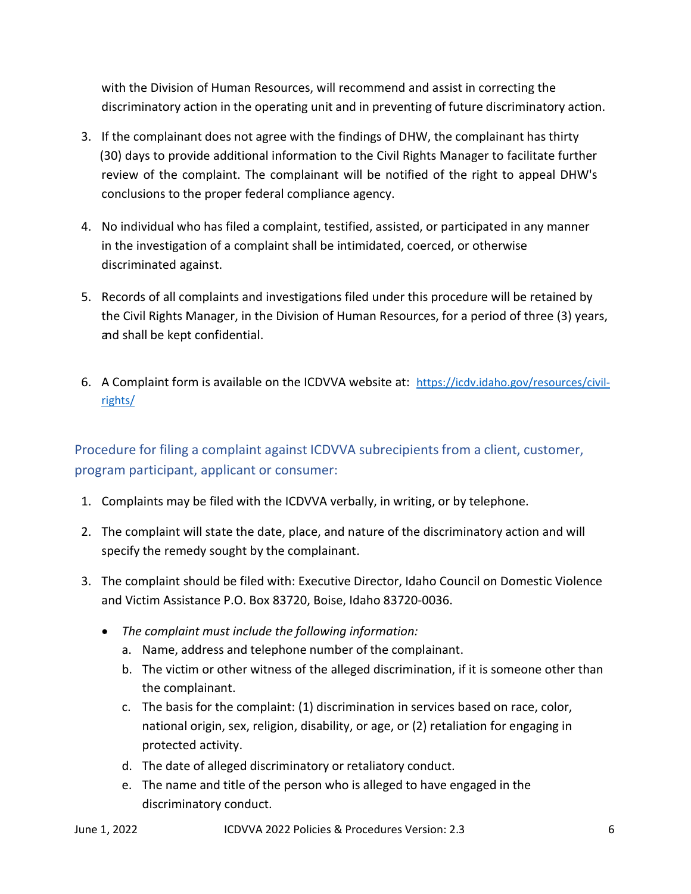with the Division of Human Resources, will recommend and assist in correcting the discriminatory action in the operating unit and in preventing of future discriminatory action.

3. If the complainant does not agree with the findings of DHW, the complainant has thirty (30) days to provide additional information to the Civil Rights Manager to facilitate further review of the complaint. The complainant will be notified of the right to appeal DHW's conclusions to the proper federal compliance agency.

4. No individual who has filed a complaint, testified, assisted, or participated in any manner in the investigation of a complaint shall be intimidated, coerced, or otherwise discriminated against.

5. Records of all complaints and investigations filed under this procedure will be retained by the Civil Rights Manager, in the Division of Human Resources, for a period of three (3) years, and shall be kept confidential.

6. A Complaint form is available on the ICDVVA website at: [https://icdv.idaho.gov/resources/civil-rights/](https://icdv.idaho.gov/resources/civil-rights/)

## Procedure for filing a complaint against ICDVVA subrecipients from a client, customer, program participant, applicant or consumer:

1. Complaints may be filed with the ICDVVA verbally, in writing, or by telephone.

2. The complaint will state the date, place, and nature of the discriminatory action and will specify the remedy sought by the complainant.

3. The complaint should be filed with: Executive Director, Idaho Council on Domestic Violence and Victim Assistance P.O. Box 83720, Boise, Idaho 83720-0036.

   - *The complaint must include the following information:*
     a. Name, address and telephone number of the complainant.
     b. The victim or other witness of the alleged discrimination, if it is someone other than the complainant.
     c. The basis for the complaint: (1) discrimination in services based on race, color, national origin, sex, religion, disability, or age, or (2) retaliation for engaging in protected activity.
     d. The date of alleged discriminatory or retaliatory conduct.
     e. The name and title of the person who is alleged to have engaged in the discriminatory conduct.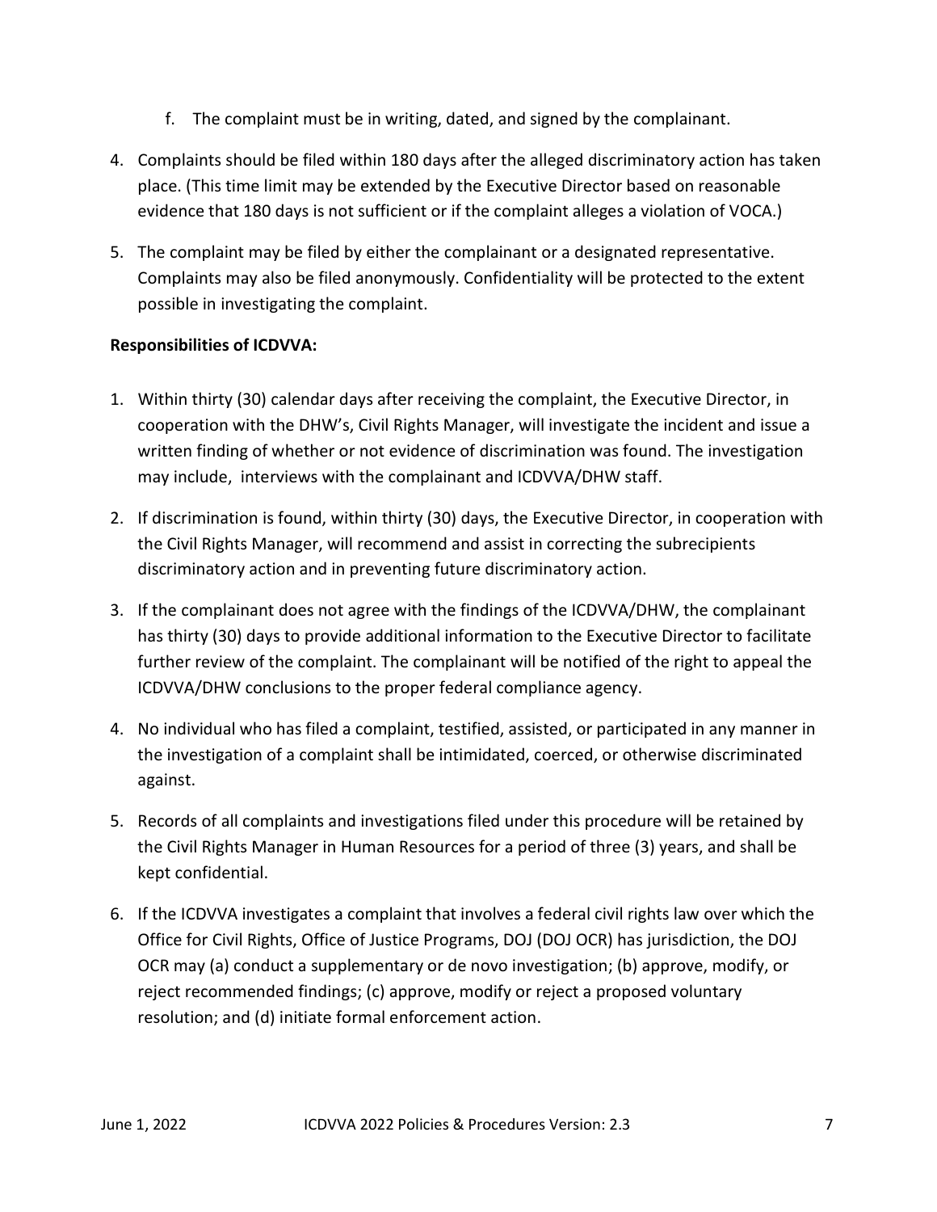f. The complaint must be in writing, dated, and signed by the complainant.

4. Complaints should be filed within 180 days after the alleged discriminatory action has taken place. (This time limit may be extended by the Executive Director based on reasonable evidence that 180 days is not sufficient or if the complaint alleges a violation of VOCA.)
5. The complaint may be filed by either the complainant or a designated representative. Complaints may also be filed anonymously. Confidentiality will be protected to the extent possible in investigating the complaint.

**Responsibilities of ICDVVA:**

1. Within thirty (30) calendar days after receiving the complaint, the Executive Director, in cooperation with the DHW's, Civil Rights Manager, will investigate the incident and issue a written finding of whether or not evidence of discrimination was found. The investigation may include, interviews with the complainant and ICDVVA/DHW staff.
2. If discrimination is found, within thirty (30) days, the Executive Director, in cooperation with the Civil Rights Manager, will recommend and assist in correcting the subrecipients discriminatory action and in preventing future discriminatory action.
3. If the complainant does not agree with the findings of the ICDVVA/DHW, the complainant has thirty (30) days to provide additional information to the Executive Director to facilitate further review of the complaint. The complainant will be notified of the right to appeal the ICDVVA/DHW conclusions to the proper federal compliance agency.
4. No individual who has filed a complaint, testified, assisted, or participated in any manner in the investigation of a complaint shall be intimidated, coerced, or otherwise discriminated against.
5. Records of all complaints and investigations filed under this procedure will be retained by the Civil Rights Manager in Human Resources for a period of three (3) years, and shall be kept confidential.
6. If the ICDVVA investigates a complaint that involves a federal civil rights law over which the Office for Civil Rights, Office of Justice Programs, DOJ (DOJ OCR) has jurisdiction, the DOJ OCR may (a) conduct a supplementary or de novo investigation; (b) approve, modify, or reject recommended findings; (c) approve, modify or reject a proposed voluntary resolution; and (d) initiate formal enforcement action.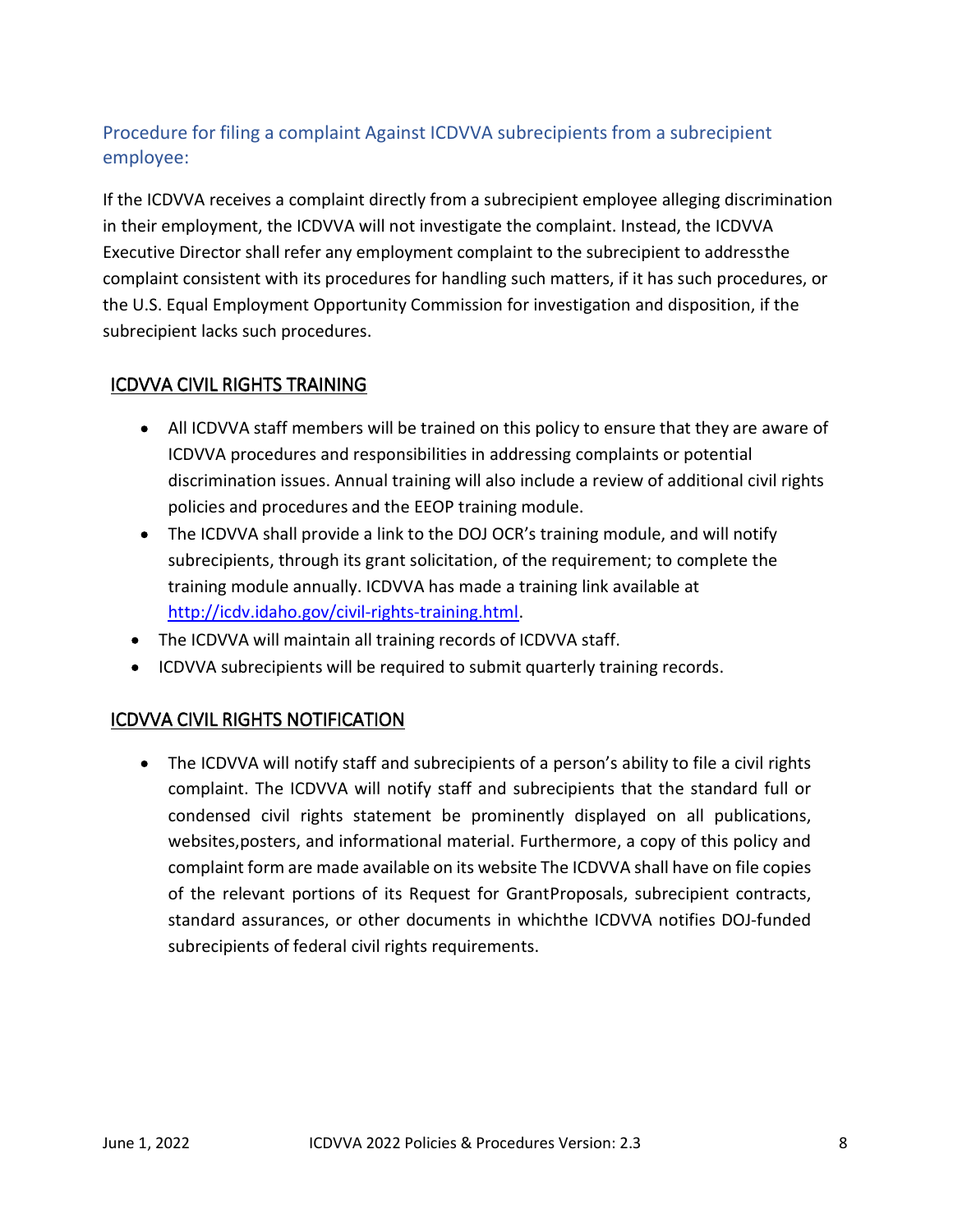### Procedure for filing a complaint Against ICDVVA subrecipients from a subrecipient employee:

If the ICDVVA receives a complaint directly from a subrecipient employee alleging discrimination in their employment, the ICDVVA will not investigate the complaint. Instead, the ICDVVA Executive Director shall refer any employment complaint to the subrecipient to addressthe complaint consistent with its procedures for handling such matters, if it has such procedures, or the U.S. Equal Employment Opportunity Commission for investigation and disposition, if the subrecipient lacks such procedures.

## ICDVVA CIVIL RIGHTS TRAINING

- All ICDVVA staff members will be trained on this policy to ensure that they are aware of ICDVVA procedures and responsibilities in addressing complaints or potential discrimination issues. Annual training will also include a review of additional civil rights policies and procedures and the EEOP training module.
- The ICDVVA shall provide a link to the DOJ OCR's training module, and will notify subrecipients, through its grant solicitation, of the requirement; to complete the training module annually. ICDVVA has made a training link available at [http://icdv.idaho.gov/civil-rights-training.html](http://icdv.idaho.gov/civil-rights-training.html).
- The ICDVVA will maintain all training records of ICDVVA staff.
- ICDVVA subrecipients will be required to submit quarterly training records.

## ICDVVA CIVIL RIGHTS NOTIFICATION

- The ICDVVA will notify staff and subrecipients of a person's ability to file a civil rights complaint. The ICDVVA will notify staff and subrecipients that the standard full or condensed civil rights statement be prominently displayed on all publications, websites,posters, and informational material. Furthermore, a copy of this policy and complaint form are made available on its website The ICDVVA shall have on file copies of the relevant portions of its Request for GrantProposals, subrecipient contracts, standard assurances, or other documents in whichthe ICDVVA notifies DOJ-funded subrecipients of federal civil rights requirements.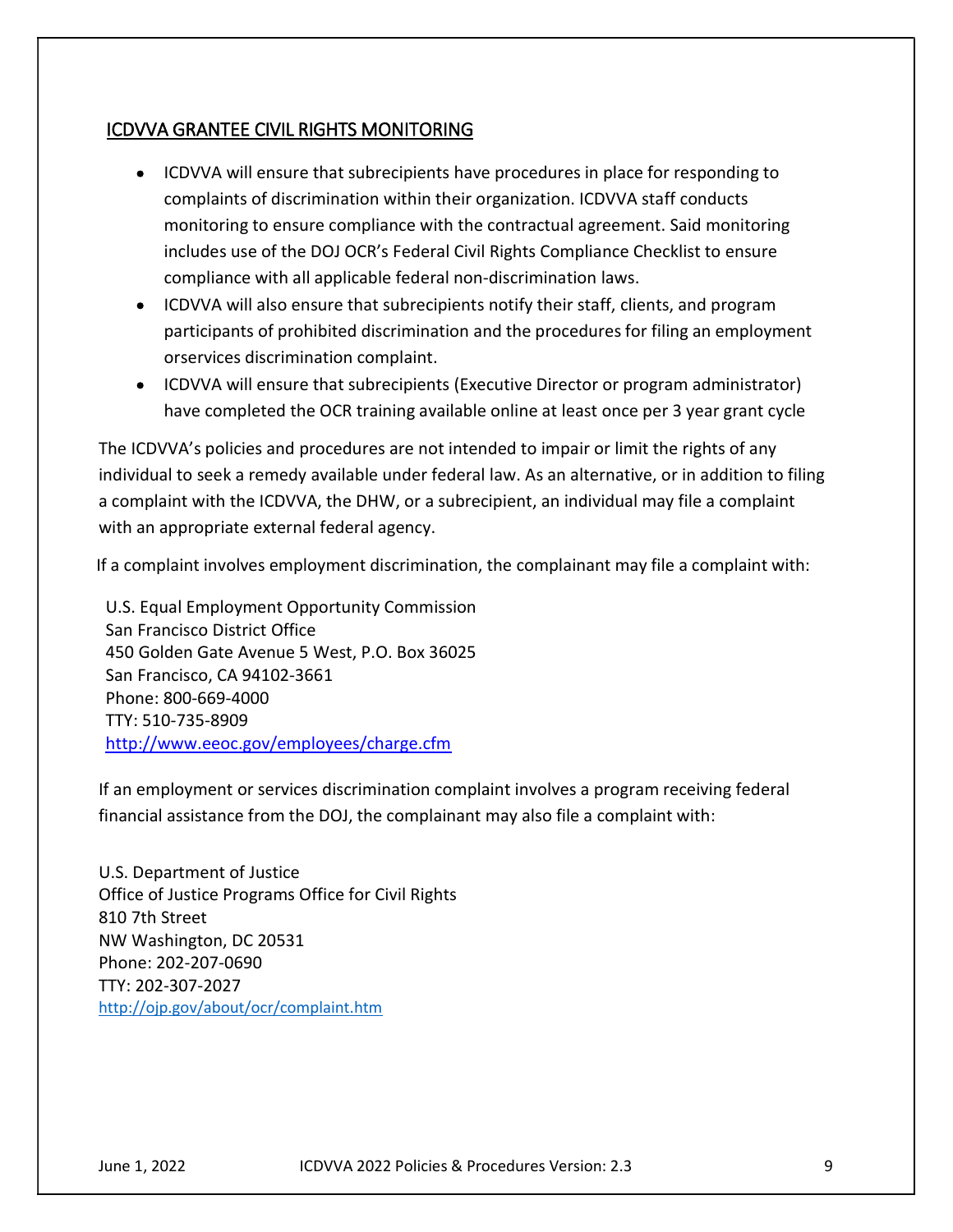## ICDVVA GRANTEE CIVIL RIGHTS MONITORING

- ICDVVA will ensure that subrecipients have procedures in place for responding to complaints of discrimination within their organization. ICDVVA staff conducts monitoring to ensure compliance with the contractual agreement. Said monitoring includes use of the DOJ OCR's Federal Civil Rights Compliance Checklist to ensure compliance with all applicable federal non-discrimination laws.
- ICDVVA will also ensure that subrecipients notify their staff, clients, and program participants of prohibited discrimination and the procedures for filing an employment orservices discrimination complaint.
- ICDVVA will ensure that subrecipients (Executive Director or program administrator) have completed the OCR training available online at least once per 3 year grant cycle

The ICDVVA's policies and procedures are not intended to impair or limit the rights of any individual to seek a remedy available under federal law. As an alternative, or in addition to filing a complaint with the ICDVVA, the DHW, or a subrecipient, an individual may file a complaint with an appropriate external federal agency.

If a complaint involves employment discrimination, the complainant may file a complaint with:

U.S. Equal Employment Opportunity Commission
San Francisco District Office
450 Golden Gate Avenue 5 West, P.O. Box 36025
San Francisco, CA 94102-3661
Phone: 800-669-4000
TTY: 510-735-8909
http://www.eeoc.gov/employees/charge.cfm

If an employment or services discrimination complaint involves a program receiving federal financial assistance from the DOJ, the complainant may also file a complaint with:

U.S. Department of Justice
Office of Justice Programs Office for Civil Rights
810 7th Street
NW Washington, DC 20531
Phone: 202-207-0690
TTY: 202-307-2027
http://ojp.gov/about/ocr/complaint.htm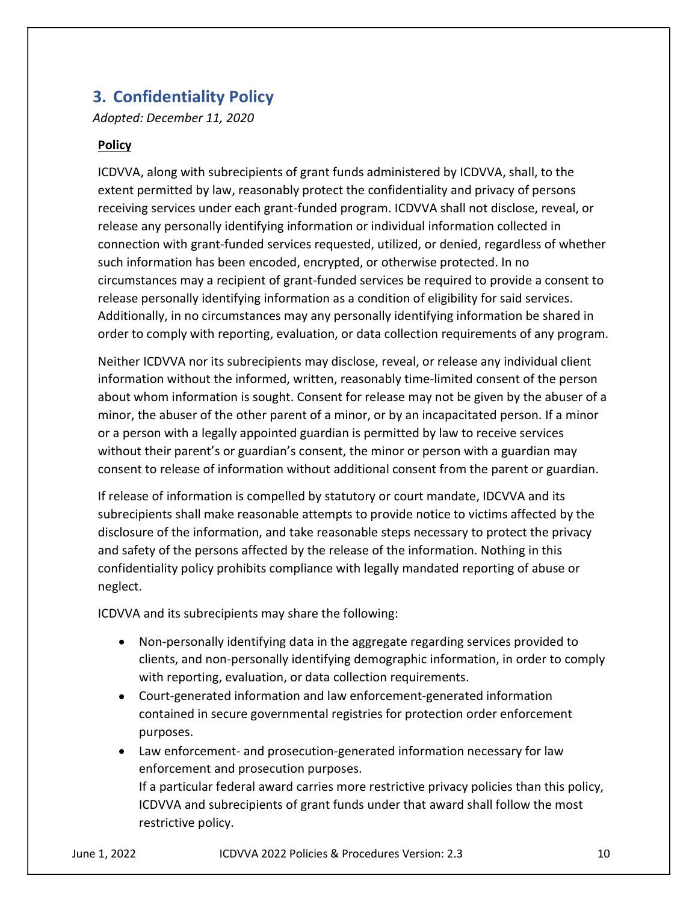## 3. Confidentiality Policy

*Adopted: December 11, 2020*

**Policy**

ICDVVA, along with subrecipients of grant funds administered by ICDVVA, shall, to the extent permitted by law, reasonably protect the confidentiality and privacy of persons receiving services under each grant-funded program. ICDVVA shall not disclose, reveal, or release any personally identifying information or individual information collected in connection with grant-funded services requested, utilized, or denied, regardless of whether such information has been encoded, encrypted, or otherwise protected. In no circumstances may a recipient of grant-funded services be required to provide a consent to release personally identifying information as a condition of eligibility for said services. Additionally, in no circumstances may any personally identifying information be shared in order to comply with reporting, evaluation, or data collection requirements of any program.

Neither ICDVVA nor its subrecipients may disclose, reveal, or release any individual client information without the informed, written, reasonably time-limited consent of the person about whom information is sought. Consent for release may not be given by the abuser of a minor, the abuser of the other parent of a minor, or by an incapacitated person. If a minor or a person with a legally appointed guardian is permitted by law to receive services without their parent's or guardian's consent, the minor or person with a guardian may consent to release of information without additional consent from the parent or guardian.

If release of information is compelled by statutory or court mandate, IDCVVA and its subrecipients shall make reasonable attempts to provide notice to victims affected by the disclosure of the information, and take reasonable steps necessary to protect the privacy and safety of the persons affected by the release of the information. Nothing in this confidentiality policy prohibits compliance with legally mandated reporting of abuse or neglect.

ICDVVA and its subrecipients may share the following:

- Non-personally identifying data in the aggregate regarding services provided to clients, and non-personally identifying demographic information, in order to comply with reporting, evaluation, or data collection requirements.
- Court-generated information and law enforcement-generated information contained in secure governmental registries for protection order enforcement purposes.
- Law enforcement- and prosecution-generated information necessary for law enforcement and prosecution purposes.
  If a particular federal award carries more restrictive privacy policies than this policy, ICDVVA and subrecipients of grant funds under that award shall follow the most restrictive policy.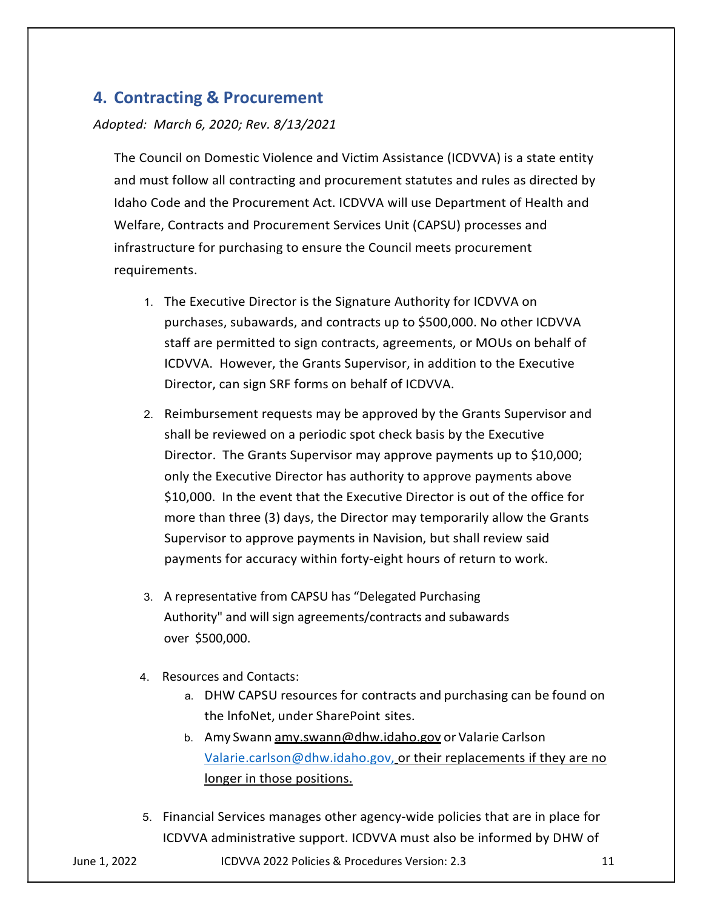## 4. Contracting & Procurement

*Adopted: March 6, 2020; Rev. 8/13/2021*

The Council on Domestic Violence and Victim Assistance (ICDVVA) is a state entity and must follow all contracting and procurement statutes and rules as directed by Idaho Code and the Procurement Act. ICDVVA will use Department of Health and Welfare, Contracts and Procurement Services Unit (CAPSU) processes and infrastructure for purchasing to ensure the Council meets procurement requirements.

1. The Executive Director is the Signature Authority for ICDVVA on purchases, subawards, and contracts up to $500,000. No other ICDVVA staff are permitted to sign contracts, agreements, or MOUs on behalf of ICDVVA. However, the Grants Supervisor, in addition to the Executive Director, can sign SRF forms on behalf of ICDVVA.

2. Reimbursement requests may be approved by the Grants Supervisor and shall be reviewed on a periodic spot check basis by the Executive Director. The Grants Supervisor may approve payments up to $10,000; only the Executive Director has authority to approve payments above $10,000. In the event that the Executive Director is out of the office for more than three (3) days, the Director may temporarily allow the Grants Supervisor to approve payments in Navision, but shall review said payments for accuracy within forty-eight hours of return to work.

3. A representative from CAPSU has "Delegated Purchasing Authority" and will sign agreements/contracts and subawards over $500,000.

4. Resources and Contacts:
   a. DHW CAPSU resources for contracts and purchasing can be found on the InfoNet, under SharePoint sites.
   b. Amy Swann amy.swann@dhw.idaho.gov or Valarie Carlson Valarie.carlson@dhw.idaho.gov, or their replacements if they are no longer in those positions.

5. Financial Services manages other agency-wide policies that are in place for ICDVVA administrative support. ICDVVA must also be informed by DHW of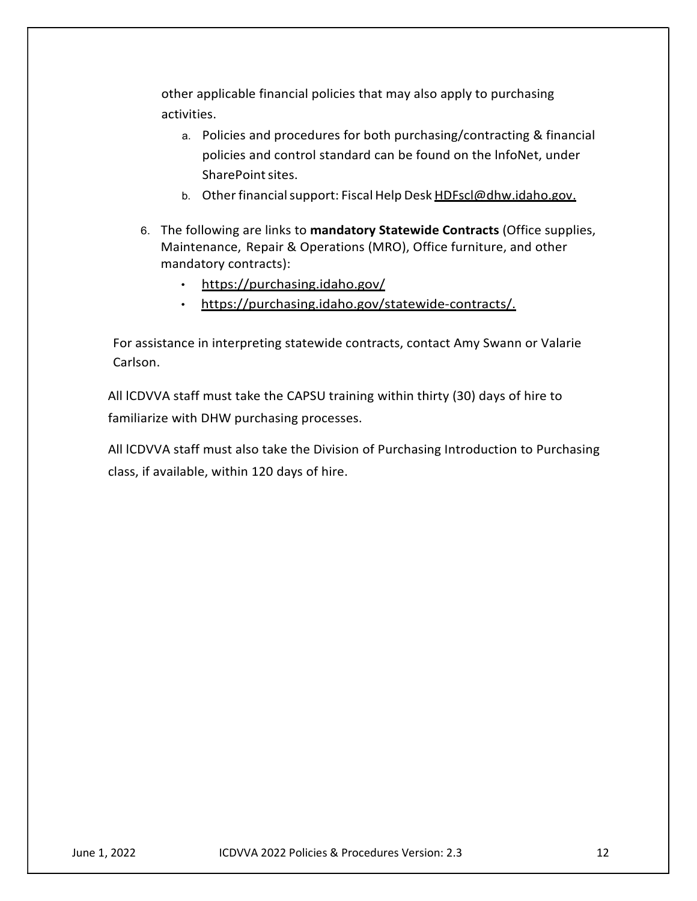other applicable financial policies that may also apply to purchasing activities.

   a. Policies and procedures for both purchasing/contracting & financial policies and control standard can be found on the InfoNet, under SharePoint sites.
   b. Other financial support: Fiscal Help Desk HDFscl@dhw.idaho.gov.

6. The following are links to **mandatory Statewide Contracts** (Office supplies, Maintenance, Repair & Operations (MRO), Office furniture, and other mandatory contracts):
   - https://purchasing.idaho.gov/
   - https://purchasing.idaho.gov/statewide-contracts/.

For assistance in interpreting statewide contracts, contact Amy Swann or Valarie Carlson.

All ICDVVA staff must take the CAPSU training within thirty (30) days of hire to familiarize with DHW purchasing processes.

All ICDVVA staff must also take the Division of Purchasing Introduction to Purchasing class, if available, within 120 days of hire.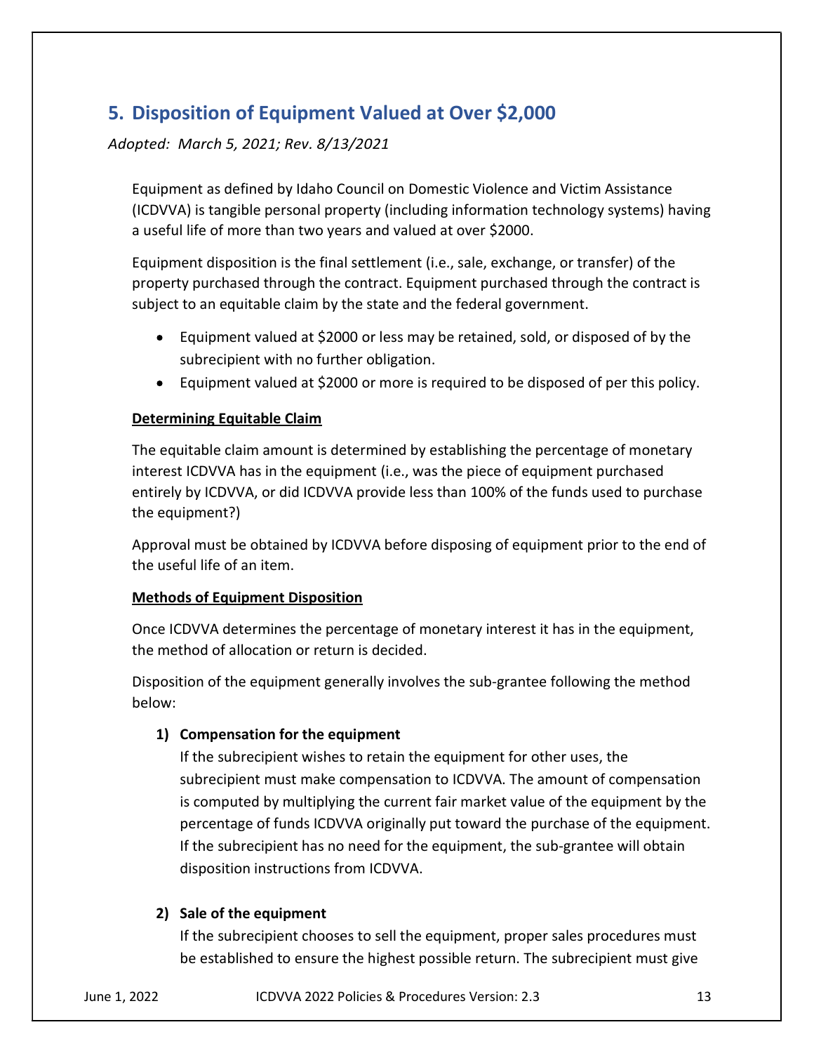## 5. Disposition of Equipment Valued at Over $2,000

*Adopted: March 5, 2021; Rev. 8/13/2021*

Equipment as defined by Idaho Council on Domestic Violence and Victim Assistance (ICDVVA) is tangible personal property (including information technology systems) having a useful life of more than two years and valued at over $2000.

Equipment disposition is the final settlement (i.e., sale, exchange, or transfer) of the property purchased through the contract. Equipment purchased through the contract is subject to an equitable claim by the state and the federal government.

- Equipment valued at $2000 or less may be retained, sold, or disposed of by the subrecipient with no further obligation.
- Equipment valued at $2000 or more is required to be disposed of per this policy.

**Determining Equitable Claim**

The equitable claim amount is determined by establishing the percentage of monetary interest ICDVVA has in the equipment (i.e., was the piece of equipment purchased entirely by ICDVVA, or did ICDVVA provide less than 100% of the funds used to purchase the equipment?)

Approval must be obtained by ICDVVA before disposing of equipment prior to the end of the useful life of an item.

**Methods of Equipment Disposition**

Once ICDVVA determines the percentage of monetary interest it has in the equipment, the method of allocation or return is decided.

Disposition of the equipment generally involves the sub-grantee following the method below:

1) **Compensation for the equipment**
   If the subrecipient wishes to retain the equipment for other uses, the subrecipient must make compensation to ICDVVA. The amount of compensation is computed by multiplying the current fair market value of the equipment by the percentage of funds ICDVVA originally put toward the purchase of the equipment. If the subrecipient has no need for the equipment, the sub-grantee will obtain disposition instructions from ICDVVA.

2) **Sale of the equipment**
   If the subrecipient chooses to sell the equipment, proper sales procedures must be established to ensure the highest possible return. The subrecipient must give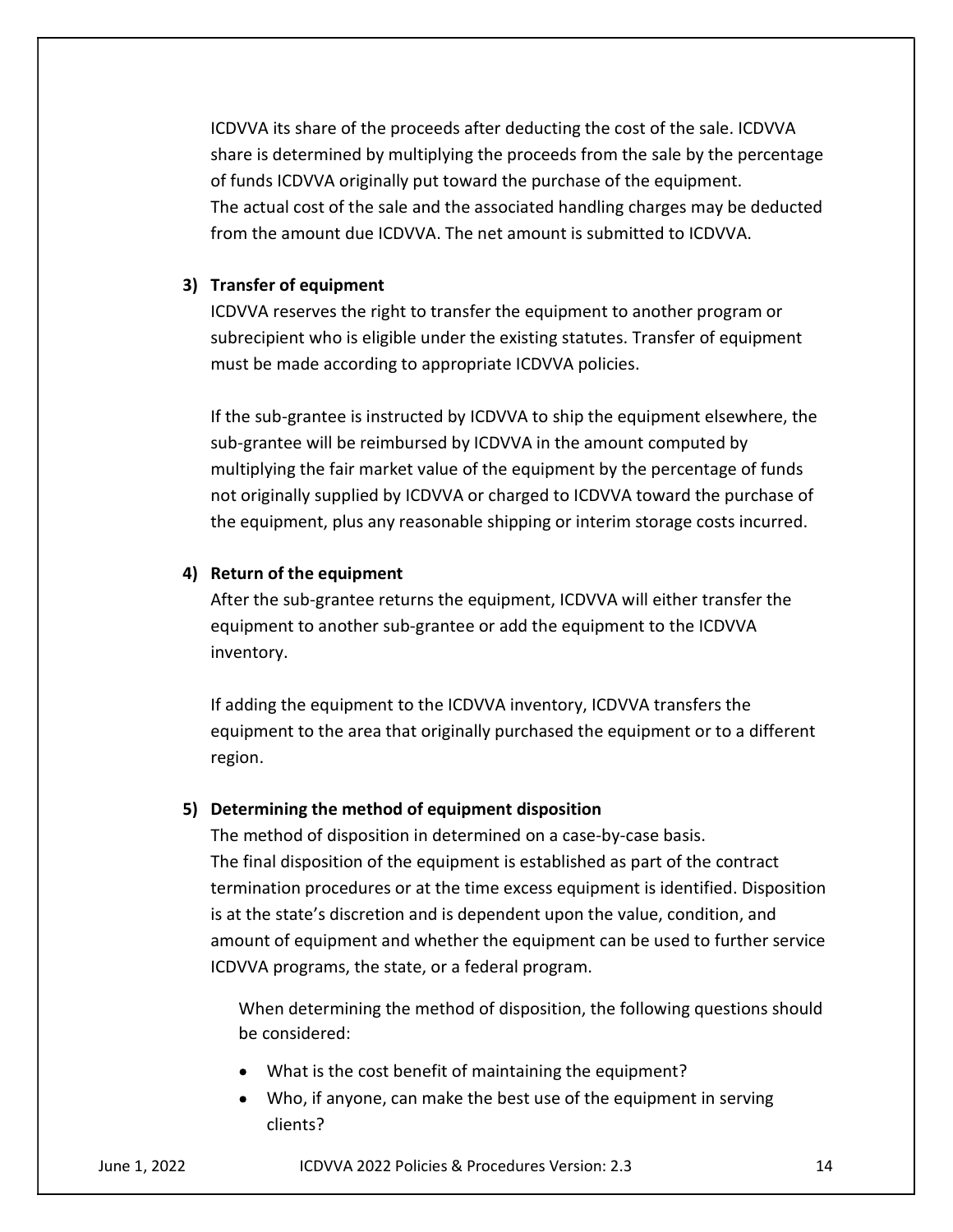ICDVVA its share of the proceeds after deducting the cost of the sale. ICDVVA share is determined by multiplying the proceeds from the sale by the percentage of funds ICDVVA originally put toward the purchase of the equipment. The actual cost of the sale and the associated handling charges may be deducted from the amount due ICDVVA. The net amount is submitted to ICDVVA.

**3) Transfer of equipment**

ICDVVA reserves the right to transfer the equipment to another program or subrecipient who is eligible under the existing statutes. Transfer of equipment must be made according to appropriate ICDVVA policies.

If the sub-grantee is instructed by ICDVVA to ship the equipment elsewhere, the sub-grantee will be reimbursed by ICDVVA in the amount computed by multiplying the fair market value of the equipment by the percentage of funds not originally supplied by ICDVVA or charged to ICDVVA toward the purchase of the equipment, plus any reasonable shipping or interim storage costs incurred.

**4) Return of the equipment**

After the sub-grantee returns the equipment, ICDVVA will either transfer the equipment to another sub-grantee or add the equipment to the ICDVVA inventory.

If adding the equipment to the ICDVVA inventory, ICDVVA transfers the equipment to the area that originally purchased the equipment or to a different region.

**5) Determining the method of equipment disposition**

The method of disposition in determined on a case-by-case basis. The final disposition of the equipment is established as part of the contract termination procedures or at the time excess equipment is identified. Disposition is at the state's discretion and is dependent upon the value, condition, and amount of equipment and whether the equipment can be used to further service ICDVVA programs, the state, or a federal program.

When determining the method of disposition, the following questions should be considered:

- What is the cost benefit of maintaining the equipment?
- Who, if anyone, can make the best use of the equipment in serving clients?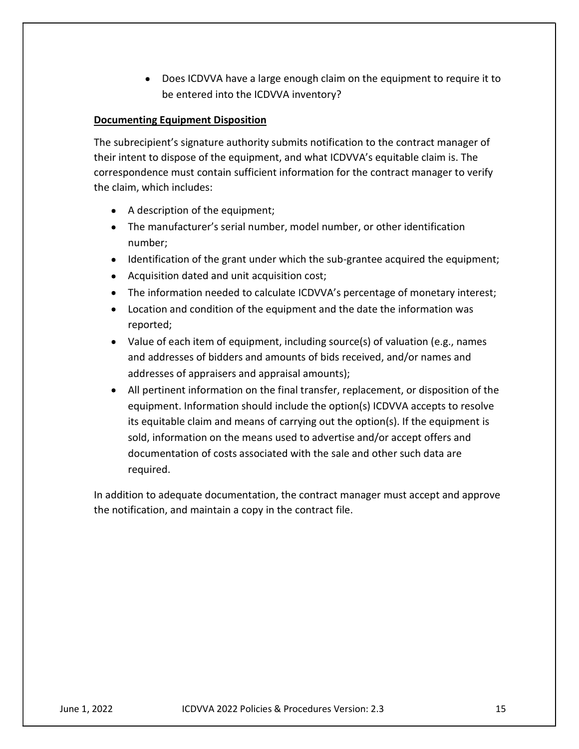- Does ICDVVA have a large enough claim on the equipment to require it to be entered into the ICDVVA inventory?

**Documenting Equipment Disposition**

The subrecipient's signature authority submits notification to the contract manager of their intent to dispose of the equipment, and what ICDVVA's equitable claim is. The correspondence must contain sufficient information for the contract manager to verify the claim, which includes:

- A description of the equipment;
- The manufacturer's serial number, model number, or other identification number;
- Identification of the grant under which the sub-grantee acquired the equipment;
- Acquisition dated and unit acquisition cost;
- The information needed to calculate ICDVVA's percentage of monetary interest;
- Location and condition of the equipment and the date the information was reported;
- Value of each item of equipment, including source(s) of valuation (e.g., names and addresses of bidders and amounts of bids received, and/or names and addresses of appraisers and appraisal amounts);
- All pertinent information on the final transfer, replacement, or disposition of the equipment. Information should include the option(s) ICDVVA accepts to resolve its equitable claim and means of carrying out the option(s). If the equipment is sold, information on the means used to advertise and/or accept offers and documentation of costs associated with the sale and other such data are required.

In addition to adequate documentation, the contract manager must accept and approve the notification, and maintain a copy in the contract file.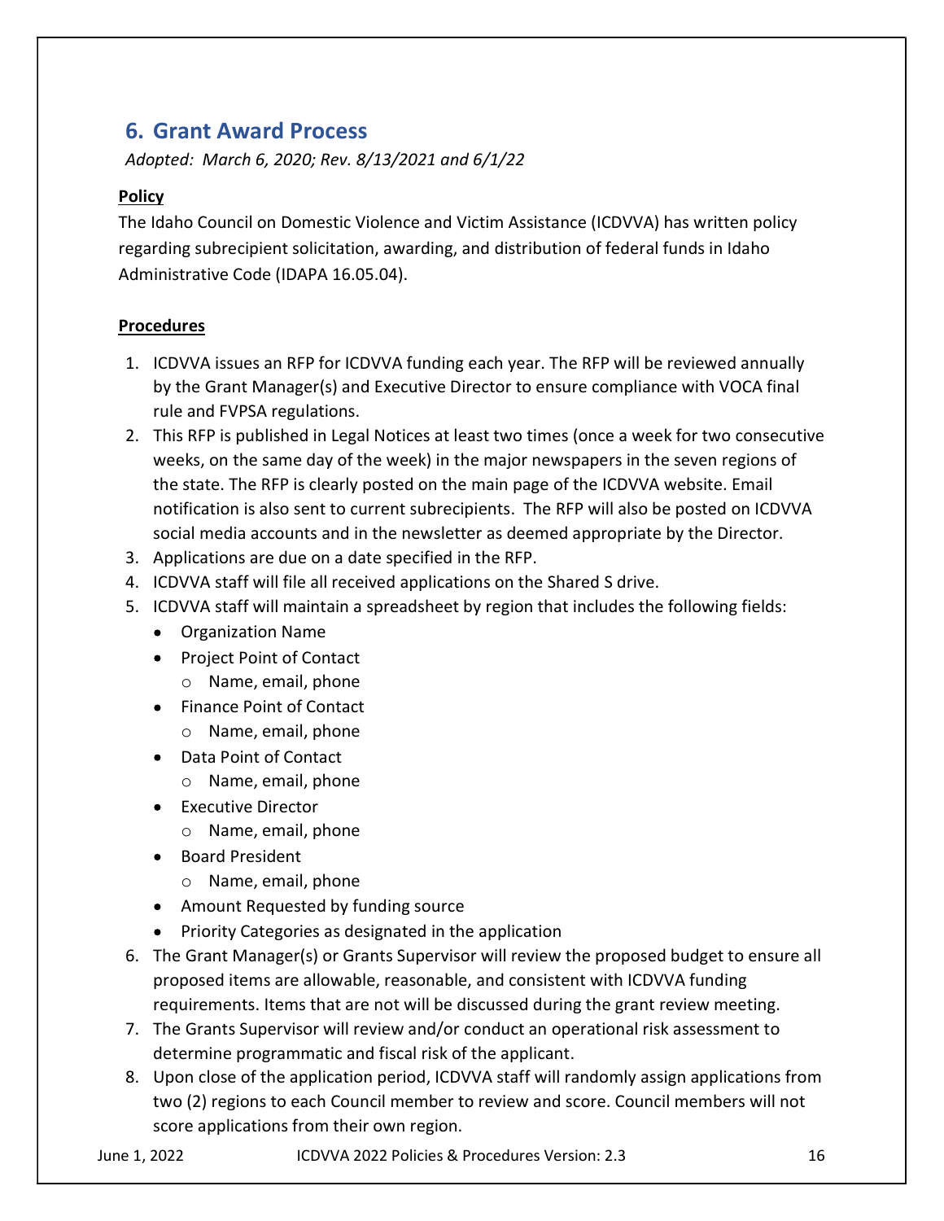## 6. Grant Award Process

*Adopted: March 6, 2020; Rev. 8/13/2021 and 6/1/22*

**Policy**

The Idaho Council on Domestic Violence and Victim Assistance (ICDVVA) has written policy regarding subrecipient solicitation, awarding, and distribution of federal funds in Idaho Administrative Code (IDAPA 16.05.04).

**Procedures**

1. ICDVVA issues an RFP for ICDVVA funding each year. The RFP will be reviewed annually by the Grant Manager(s) and Executive Director to ensure compliance with VOCA final rule and FVPSA regulations.
2. This RFP is published in Legal Notices at least two times (once a week for two consecutive weeks, on the same day of the week) in the major newspapers in the seven regions of the state. The RFP is clearly posted on the main page of the ICDVVA website. Email notification is also sent to current subrecipients. The RFP will also be posted on ICDVVA social media accounts and in the newsletter as deemed appropriate by the Director.
3. Applications are due on a date specified in the RFP.
4. ICDVVA staff will file all received applications on the Shared S drive.
5. ICDVVA staff will maintain a spreadsheet by region that includes the following fields:
   - Organization Name
   - Project Point of Contact
     - Name, email, phone
   - Finance Point of Contact
     - Name, email, phone
   - Data Point of Contact
     - Name, email, phone
   - Executive Director
     - Name, email, phone
   - Board President
     - Name, email, phone
   - Amount Requested by funding source
   - Priority Categories as designated in the application
6. The Grant Manager(s) or Grants Supervisor will review the proposed budget to ensure all proposed items are allowable, reasonable, and consistent with ICDVVA funding requirements. Items that are not will be discussed during the grant review meeting.
7. The Grants Supervisor will review and/or conduct an operational risk assessment to determine programmatic and fiscal risk of the applicant.
8. Upon close of the application period, ICDVVA staff will randomly assign applications from two (2) regions to each Council member to review and score. Council members will not score applications from their own region.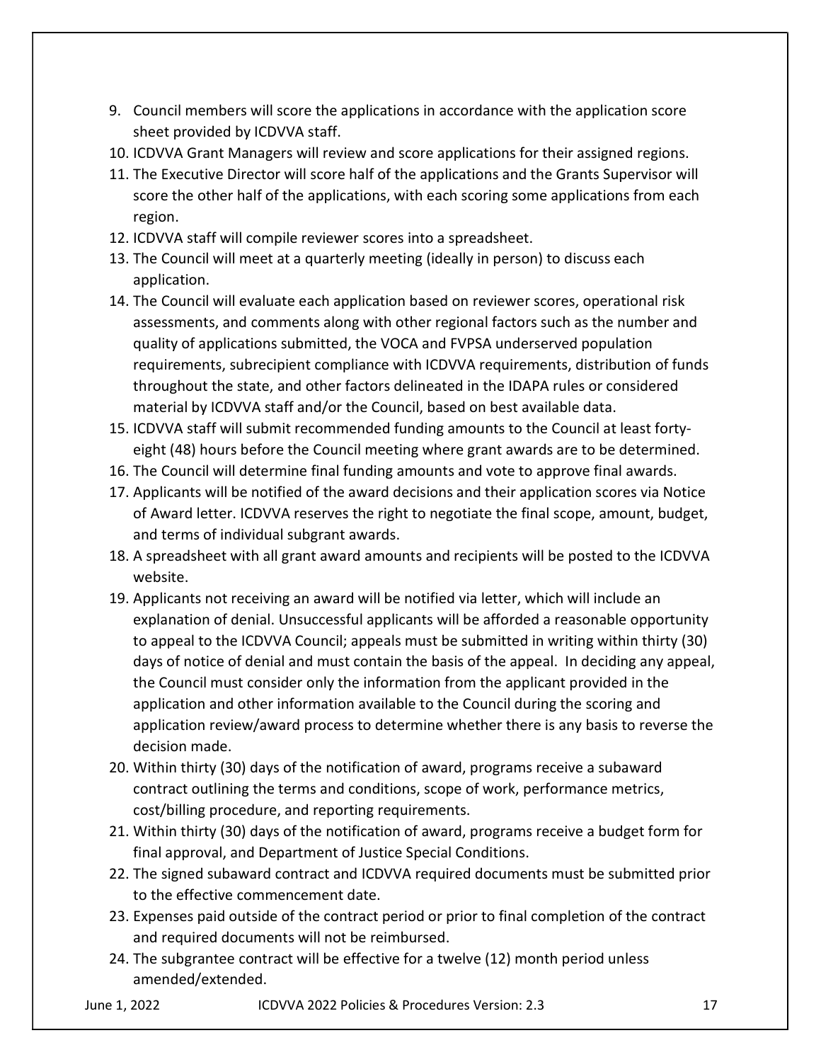9. Council members will score the applications in accordance with the application score sheet provided by ICDVVA staff.
10. ICDVVA Grant Managers will review and score applications for their assigned regions.
11. The Executive Director will score half of the applications and the Grants Supervisor will score the other half of the applications, with each scoring some applications from each region.
12. ICDVVA staff will compile reviewer scores into a spreadsheet.
13. The Council will meet at a quarterly meeting (ideally in person) to discuss each application.
14. The Council will evaluate each application based on reviewer scores, operational risk assessments, and comments along with other regional factors such as the number and quality of applications submitted, the VOCA and FVPSA underserved population requirements, subrecipient compliance with ICDVVA requirements, distribution of funds throughout the state, and other factors delineated in the IDAPA rules or considered material by ICDVVA staff and/or the Council, based on best available data.
15. ICDVVA staff will submit recommended funding amounts to the Council at least forty-eight (48) hours before the Council meeting where grant awards are to be determined.
16. The Council will determine final funding amounts and vote to approve final awards.
17. Applicants will be notified of the award decisions and their application scores via Notice of Award letter. ICDVVA reserves the right to negotiate the final scope, amount, budget, and terms of individual subgrant awards.
18. A spreadsheet with all grant award amounts and recipients will be posted to the ICDVVA website.
19. Applicants not receiving an award will be notified via letter, which will include an explanation of denial. Unsuccessful applicants will be afforded a reasonable opportunity to appeal to the ICDVVA Council; appeals must be submitted in writing within thirty (30) days of notice of denial and must contain the basis of the appeal. In deciding any appeal, the Council must consider only the information from the applicant provided in the application and other information available to the Council during the scoring and application review/award process to determine whether there is any basis to reverse the decision made.
20. Within thirty (30) days of the notification of award, programs receive a subaward contract outlining the terms and conditions, scope of work, performance metrics, cost/billing procedure, and reporting requirements.
21. Within thirty (30) days of the notification of award, programs receive a budget form for final approval, and Department of Justice Special Conditions.
22. The signed subaward contract and ICDVVA required documents must be submitted prior to the effective commencement date.
23. Expenses paid outside of the contract period or prior to final completion of the contract and required documents will not be reimbursed.
24. The subgrantee contract will be effective for a twelve (12) month period unless amended/extended.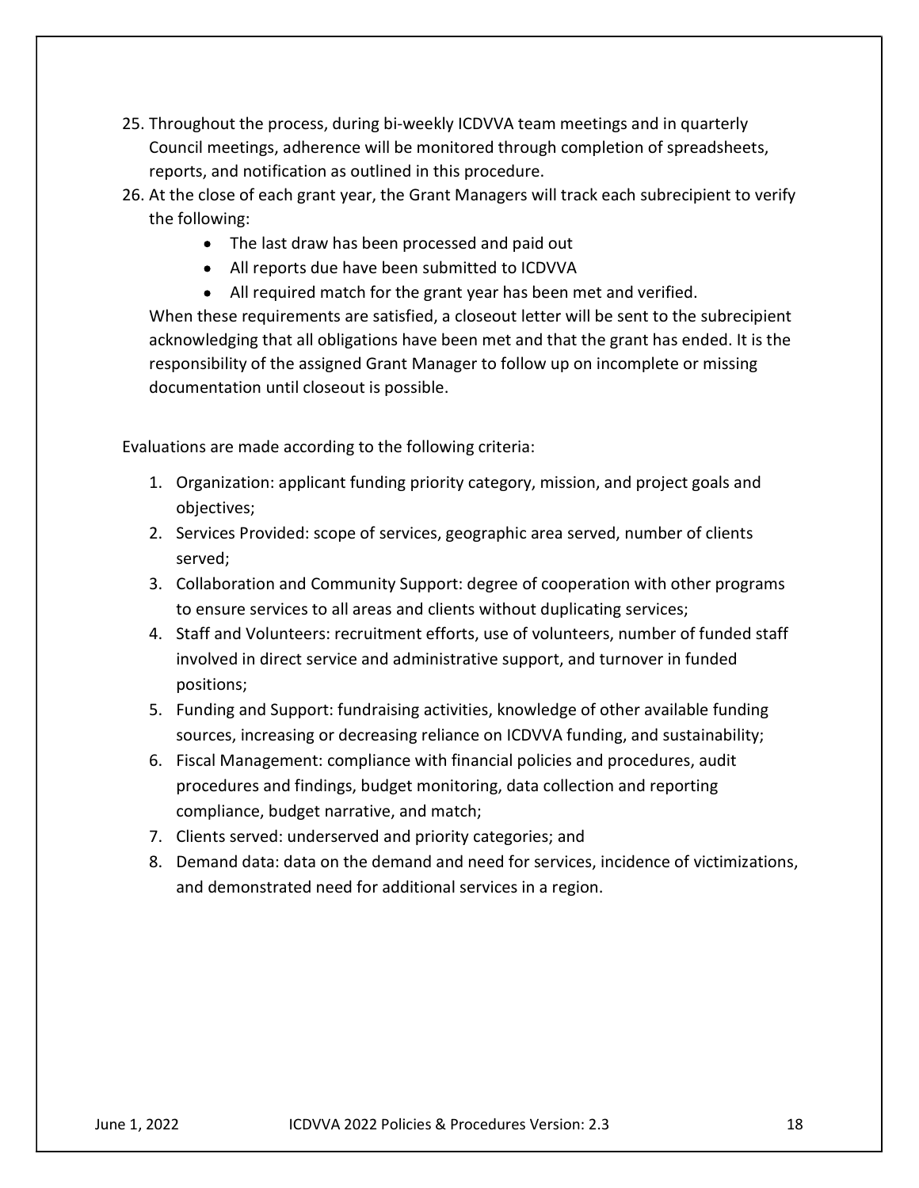25. Throughout the process, during bi-weekly ICDVVA team meetings and in quarterly Council meetings, adherence will be monitored through completion of spreadsheets, reports, and notification as outlined in this procedure.
26. At the close of each grant year, the Grant Managers will track each subrecipient to verify the following:
    - The last draw has been processed and paid out
    - All reports due have been submitted to ICDVVA
    - All required match for the grant year has been met and verified.

    When these requirements are satisfied, a closeout letter will be sent to the subrecipient acknowledging that all obligations have been met and that the grant has ended. It is the responsibility of the assigned Grant Manager to follow up on incomplete or missing documentation until closeout is possible.

Evaluations are made according to the following criteria:

1. Organization: applicant funding priority category, mission, and project goals and objectives;
2. Services Provided: scope of services, geographic area served, number of clients served;
3. Collaboration and Community Support: degree of cooperation with other programs to ensure services to all areas and clients without duplicating services;
4. Staff and Volunteers: recruitment efforts, use of volunteers, number of funded staff involved in direct service and administrative support, and turnover in funded positions;
5. Funding and Support: fundraising activities, knowledge of other available funding sources, increasing or decreasing reliance on ICDVVA funding, and sustainability;
6. Fiscal Management: compliance with financial policies and procedures, audit procedures and findings, budget monitoring, data collection and reporting compliance, budget narrative, and match;
7. Clients served: underserved and priority categories; and
8. Demand data: data on the demand and need for services, incidence of victimizations, and demonstrated need for additional services in a region.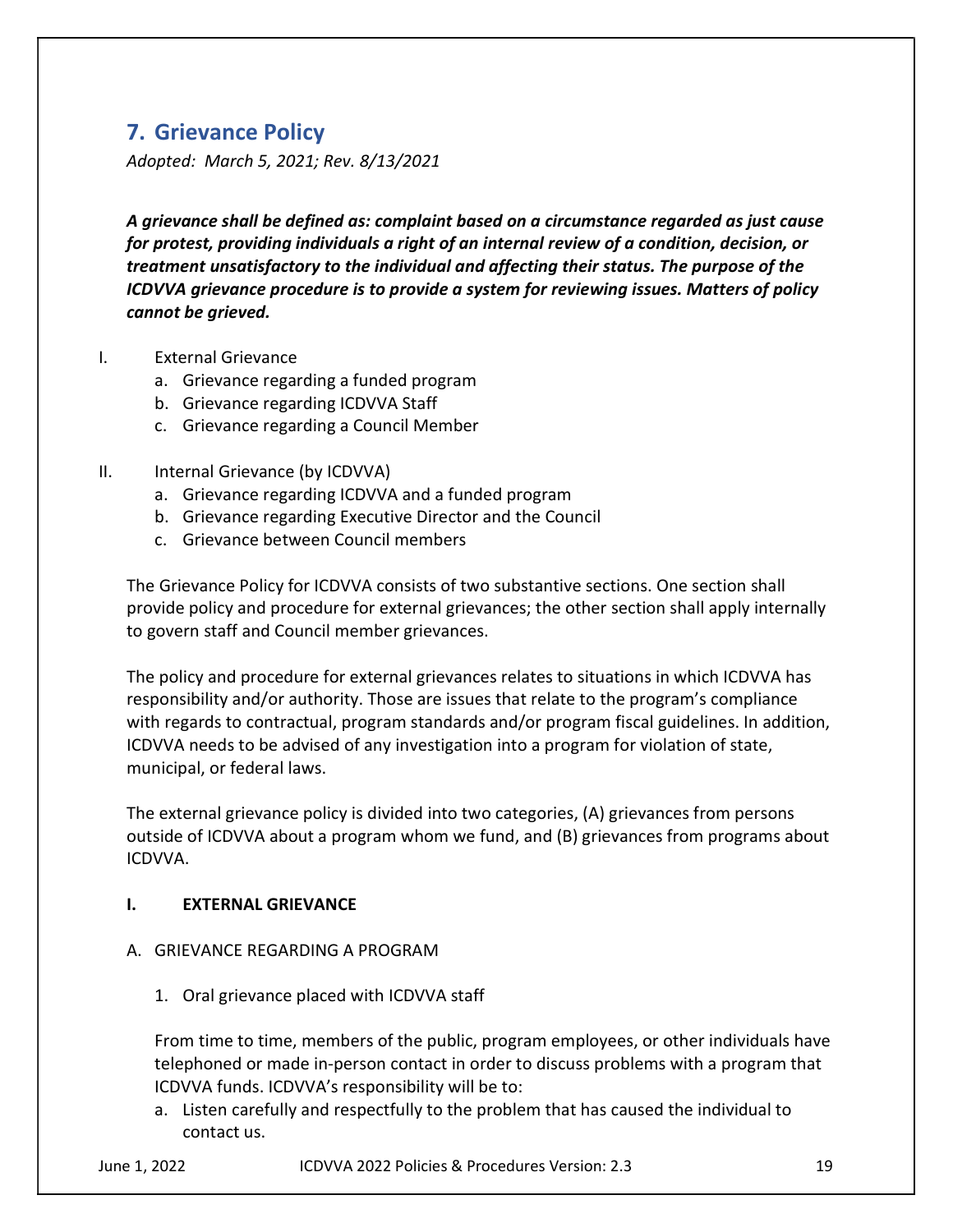## 7. Grievance Policy

*Adopted: March 5, 2021; Rev. 8/13/2021*

***A grievance shall be defined as: complaint based on a circumstance regarded as just cause for protest, providing individuals a right of an internal review of a condition, decision, or treatment unsatisfactory to the individual and affecting their status. The purpose of the ICDVVA grievance procedure is to provide a system for reviewing issues. Matters of policy cannot be grieved.***

I. External Grievance
   a. Grievance regarding a funded program
   b. Grievance regarding ICDVVA Staff
   c. Grievance regarding a Council Member

II. Internal Grievance (by ICDVVA)
   a. Grievance regarding ICDVVA and a funded program
   b. Grievance regarding Executive Director and the Council
   c. Grievance between Council members

The Grievance Policy for ICDVVA consists of two substantive sections. One section shall provide policy and procedure for external grievances; the other section shall apply internally to govern staff and Council member grievances.

The policy and procedure for external grievances relates to situations in which ICDVVA has responsibility and/or authority. Those are issues that relate to the program's compliance with regards to contractual, program standards and/or program fiscal guidelines. In addition, ICDVVA needs to be advised of any investigation into a program for violation of state, municipal, or federal laws.

The external grievance policy is divided into two categories, (A) grievances from persons outside of ICDVVA about a program whom we fund, and (B) grievances from programs about ICDVVA.

### I. EXTERNAL GRIEVANCE

A. GRIEVANCE REGARDING A PROGRAM

1. Oral grievance placed with ICDVVA staff

From time to time, members of the public, program employees, or other individuals have telephoned or made in-person contact in order to discuss problems with a program that ICDVVA funds. ICDVVA's responsibility will be to:

a. Listen carefully and respectfully to the problem that has caused the individual to contact us.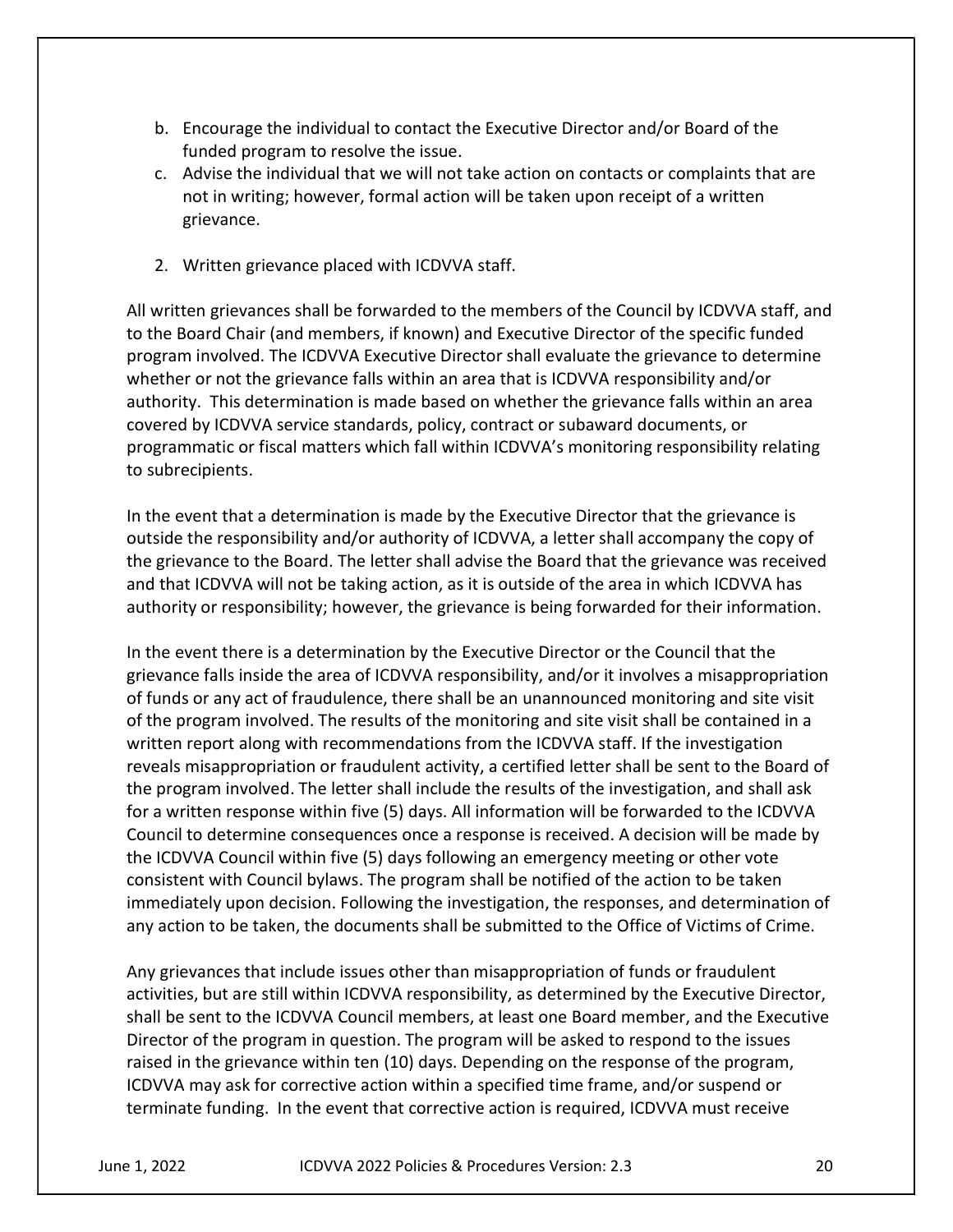b. Encourage the individual to contact the Executive Director and/or Board of the funded program to resolve the issue.
c. Advise the individual that we will not take action on contacts or complaints that are not in writing; however, formal action will be taken upon receipt of a written grievance.

2. Written grievance placed with ICDVVA staff.

All written grievances shall be forwarded to the members of the Council by ICDVVA staff, and to the Board Chair (and members, if known) and Executive Director of the specific funded program involved. The ICDVVA Executive Director shall evaluate the grievance to determine whether or not the grievance falls within an area that is ICDVVA responsibility and/or authority. This determination is made based on whether the grievance falls within an area covered by ICDVVA service standards, policy, contract or subaward documents, or programmatic or fiscal matters which fall within ICDVVA's monitoring responsibility relating to subrecipients.

In the event that a determination is made by the Executive Director that the grievance is outside the responsibility and/or authority of ICDVVA, a letter shall accompany the copy of the grievance to the Board. The letter shall advise the Board that the grievance was received and that ICDVVA will not be taking action, as it is outside of the area in which ICDVVA has authority or responsibility; however, the grievance is being forwarded for their information.

In the event there is a determination by the Executive Director or the Council that the grievance falls inside the area of ICDVVA responsibility, and/or it involves a misappropriation of funds or any act of fraudulence, there shall be an unannounced monitoring and site visit of the program involved. The results of the monitoring and site visit shall be contained in a written report along with recommendations from the ICDVVA staff. If the investigation reveals misappropriation or fraudulent activity, a certified letter shall be sent to the Board of the program involved. The letter shall include the results of the investigation, and shall ask for a written response within five (5) days. All information will be forwarded to the ICDVVA Council to determine consequences once a response is received. A decision will be made by the ICDVVA Council within five (5) days following an emergency meeting or other vote consistent with Council bylaws. The program shall be notified of the action to be taken immediately upon decision. Following the investigation, the responses, and determination of any action to be taken, the documents shall be submitted to the Office of Victims of Crime.

Any grievances that include issues other than misappropriation of funds or fraudulent activities, but are still within ICDVVA responsibility, as determined by the Executive Director, shall be sent to the ICDVVA Council members, at least one Board member, and the Executive Director of the program in question. The program will be asked to respond to the issues raised in the grievance within ten (10) days. Depending on the response of the program, ICDVVA may ask for corrective action within a specified time frame, and/or suspend or terminate funding. In the event that corrective action is required, ICDVVA must receive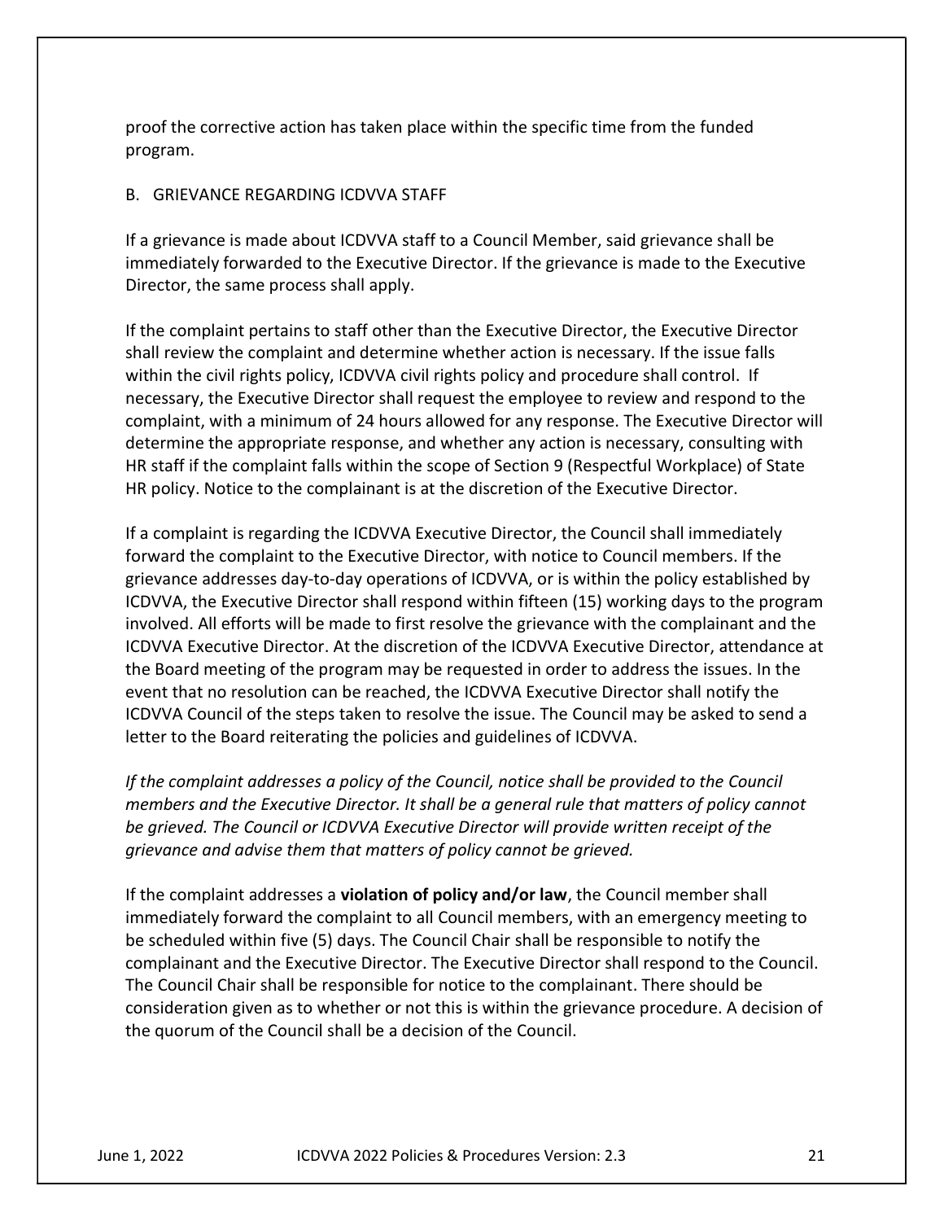proof the corrective action has taken place within the specific time from the funded program.

### B. GRIEVANCE REGARDING ICDVVA STAFF

If a grievance is made about ICDVVA staff to a Council Member, said grievance shall be immediately forwarded to the Executive Director. If the grievance is made to the Executive Director, the same process shall apply.

If the complaint pertains to staff other than the Executive Director, the Executive Director shall review the complaint and determine whether action is necessary. If the issue falls within the civil rights policy, ICDVVA civil rights policy and procedure shall control. If necessary, the Executive Director shall request the employee to review and respond to the complaint, with a minimum of 24 hours allowed for any response. The Executive Director will determine the appropriate response, and whether any action is necessary, consulting with HR staff if the complaint falls within the scope of Section 9 (Respectful Workplace) of State HR policy. Notice to the complainant is at the discretion of the Executive Director.

If a complaint is regarding the ICDVVA Executive Director, the Council shall immediately forward the complaint to the Executive Director, with notice to Council members. If the grievance addresses day-to-day operations of ICDVVA, or is within the policy established by ICDVVA, the Executive Director shall respond within fifteen (15) working days to the program involved. All efforts will be made to first resolve the grievance with the complainant and the ICDVVA Executive Director. At the discretion of the ICDVVA Executive Director, attendance at the Board meeting of the program may be requested in order to address the issues. In the event that no resolution can be reached, the ICDVVA Executive Director shall notify the ICDVVA Council of the steps taken to resolve the issue. The Council may be asked to send a letter to the Board reiterating the policies and guidelines of ICDVVA.

*If the complaint addresses a policy of the Council, notice shall be provided to the Council members and the Executive Director. It shall be a general rule that matters of policy cannot be grieved. The Council or ICDVVA Executive Director will provide written receipt of the grievance and advise them that matters of policy cannot be grieved.*

If the complaint addresses a **violation of policy and/or law**, the Council member shall immediately forward the complaint to all Council members, with an emergency meeting to be scheduled within five (5) days. The Council Chair shall be responsible to notify the complainant and the Executive Director. The Executive Director shall respond to the Council. The Council Chair shall be responsible for notice to the complainant. There should be consideration given as to whether or not this is within the grievance procedure. A decision of the quorum of the Council shall be a decision of the Council.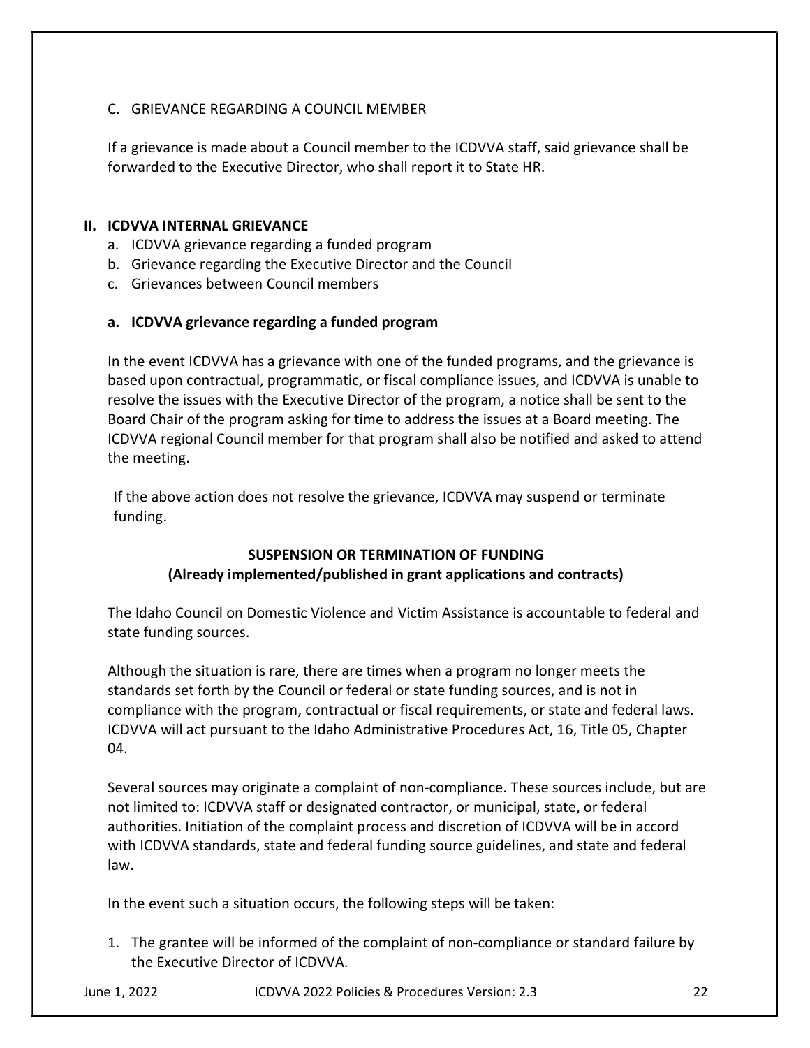C. GRIEVANCE REGARDING A COUNCIL MEMBER

If a grievance is made about a Council member to the ICDVVA staff, said grievance shall be forwarded to the Executive Director, who shall report it to State HR.

## II. ICDVVA INTERNAL GRIEVANCE

a. ICDVVA grievance regarding a funded program
b. Grievance regarding the Executive Director and the Council
c. Grievances between Council members

### a. ICDVVA grievance regarding a funded program

In the event ICDVVA has a grievance with one of the funded programs, and the grievance is based upon contractual, programmatic, or fiscal compliance issues, and ICDVVA is unable to resolve the issues with the Executive Director of the program, a notice shall be sent to the Board Chair of the program asking for time to address the issues at a Board meeting. The ICDVVA regional Council member for that program shall also be notified and asked to attend the meeting.

If the above action does not resolve the grievance, ICDVVA may suspend or terminate funding.

**SUSPENSION OR TERMINATION OF FUNDING**
**(Already implemented/published in grant applications and contracts)**

The Idaho Council on Domestic Violence and Victim Assistance is accountable to federal and state funding sources.

Although the situation is rare, there are times when a program no longer meets the standards set forth by the Council or federal or state funding sources, and is not in compliance with the program, contractual or fiscal requirements, or state and federal laws. ICDVVA will act pursuant to the Idaho Administrative Procedures Act, 16, Title 05, Chapter 04.

Several sources may originate a complaint of non-compliance. These sources include, but are not limited to: ICDVVA staff or designated contractor, or municipal, state, or federal authorities. Initiation of the complaint process and discretion of ICDVVA will be in accord with ICDVVA standards, state and federal funding source guidelines, and state and federal law.

In the event such a situation occurs, the following steps will be taken:

1. The grantee will be informed of the complaint of non-compliance or standard failure by the Executive Director of ICDVVA.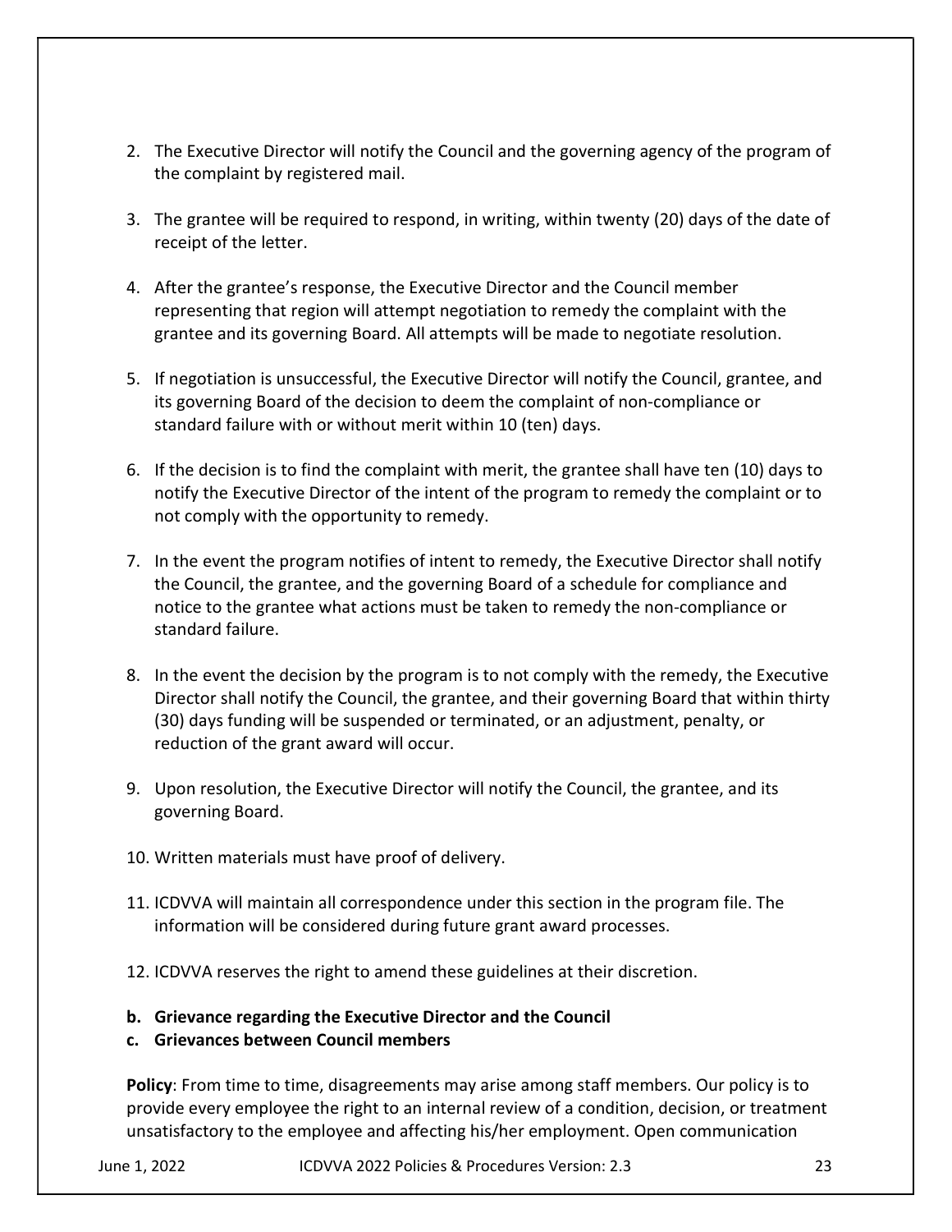2. The Executive Director will notify the Council and the governing agency of the program of the complaint by registered mail.

3. The grantee will be required to respond, in writing, within twenty (20) days of the date of receipt of the letter.

4. After the grantee's response, the Executive Director and the Council member representing that region will attempt negotiation to remedy the complaint with the grantee and its governing Board. All attempts will be made to negotiate resolution.

5. If negotiation is unsuccessful, the Executive Director will notify the Council, grantee, and its governing Board of the decision to deem the complaint of non-compliance or standard failure with or without merit within 10 (ten) days.

6. If the decision is to find the complaint with merit, the grantee shall have ten (10) days to notify the Executive Director of the intent of the program to remedy the complaint or to not comply with the opportunity to remedy.

7. In the event the program notifies of intent to remedy, the Executive Director shall notify the Council, the grantee, and the governing Board of a schedule for compliance and notice to the grantee what actions must be taken to remedy the non-compliance or standard failure.

8. In the event the decision by the program is to not comply with the remedy, the Executive Director shall notify the Council, the grantee, and their governing Board that within thirty (30) days funding will be suspended or terminated, or an adjustment, penalty, or reduction of the grant award will occur.

9. Upon resolution, the Executive Director will notify the Council, the grantee, and its governing Board.

10. Written materials must have proof of delivery.

11. ICDVVA will maintain all correspondence under this section in the program file. The information will be considered during future grant award processes.

12. ICDVVA reserves the right to amend these guidelines at their discretion.

**b. Grievance regarding the Executive Director and the Council**

**c. Grievances between Council members**

**Policy**: From time to time, disagreements may arise among staff members. Our policy is to provide every employee the right to an internal review of a condition, decision, or treatment unsatisfactory to the employee and affecting his/her employment. Open communication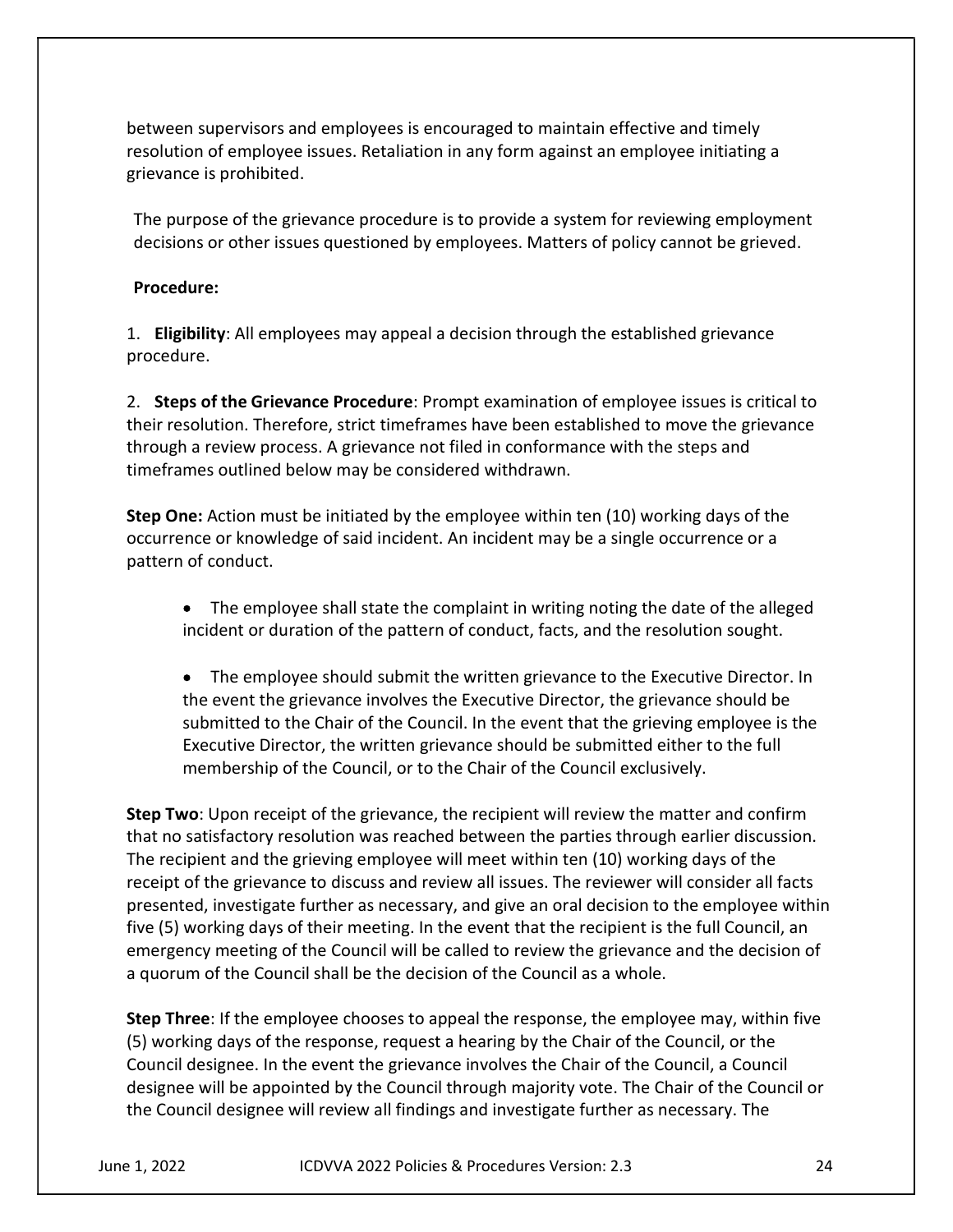between supervisors and employees is encouraged to maintain effective and timely resolution of employee issues. Retaliation in any form against an employee initiating a grievance is prohibited.

The purpose of the grievance procedure is to provide a system for reviewing employment decisions or other issues questioned by employees. Matters of policy cannot be grieved.

**Procedure:**

1. **Eligibility**: All employees may appeal a decision through the established grievance procedure.

2. **Steps of the Grievance Procedure**: Prompt examination of employee issues is critical to their resolution. Therefore, strict timeframes have been established to move the grievance through a review process. A grievance not filed in conformance with the steps and timeframes outlined below may be considered withdrawn.

**Step One:** Action must be initiated by the employee within ten (10) working days of the occurrence or knowledge of said incident. An incident may be a single occurrence or a pattern of conduct.

- The employee shall state the complaint in writing noting the date of the alleged incident or duration of the pattern of conduct, facts, and the resolution sought.

- The employee should submit the written grievance to the Executive Director. In the event the grievance involves the Executive Director, the grievance should be submitted to the Chair of the Council. In the event that the grieving employee is the Executive Director, the written grievance should be submitted either to the full membership of the Council, or to the Chair of the Council exclusively.

**Step Two**: Upon receipt of the grievance, the recipient will review the matter and confirm that no satisfactory resolution was reached between the parties through earlier discussion. The recipient and the grieving employee will meet within ten (10) working days of the receipt of the grievance to discuss and review all issues. The reviewer will consider all facts presented, investigate further as necessary, and give an oral decision to the employee within five (5) working days of their meeting. In the event that the recipient is the full Council, an emergency meeting of the Council will be called to review the grievance and the decision of a quorum of the Council shall be the decision of the Council as a whole.

**Step Three**: If the employee chooses to appeal the response, the employee may, within five (5) working days of the response, request a hearing by the Chair of the Council, or the Council designee. In the event the grievance involves the Chair of the Council, a Council designee will be appointed by the Council through majority vote. The Chair of the Council or the Council designee will review all findings and investigate further as necessary. The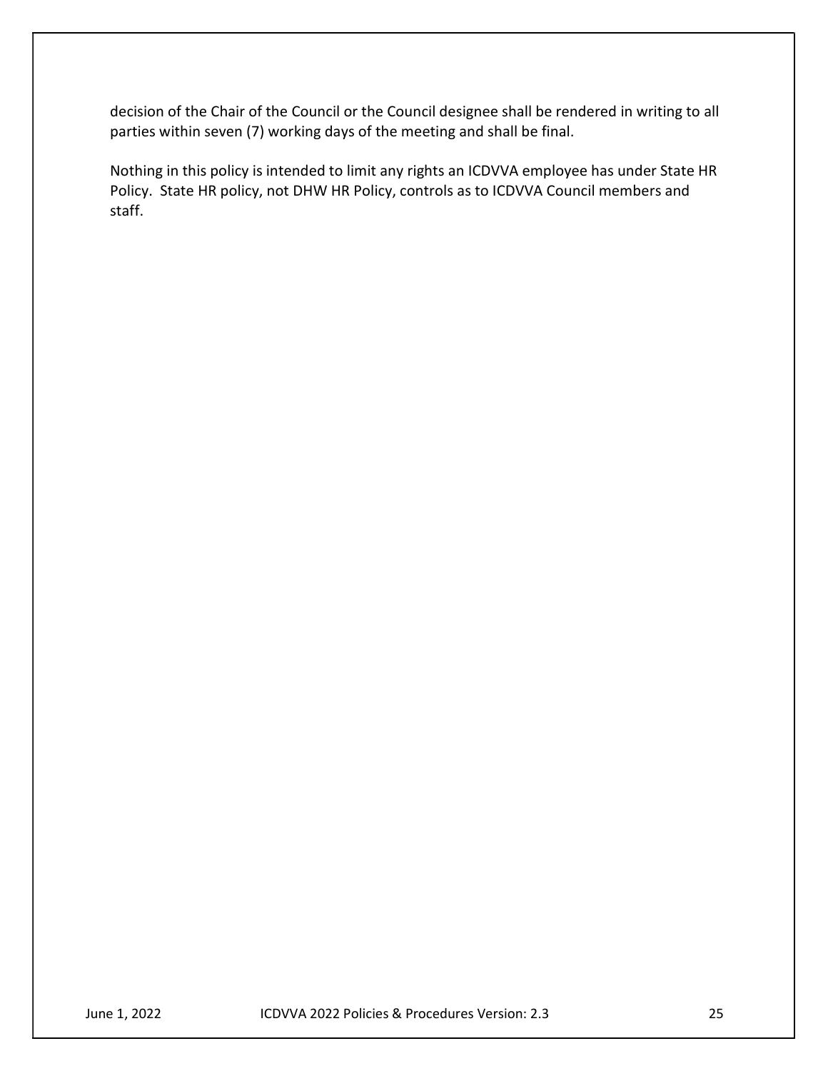decision of the Chair of the Council or the Council designee shall be rendered in writing to all parties within seven (7) working days of the meeting and shall be final.

Nothing in this policy is intended to limit any rights an ICDVVA employee has under State HR Policy. State HR policy, not DHW HR Policy, controls as to ICDVVA Council members and staff.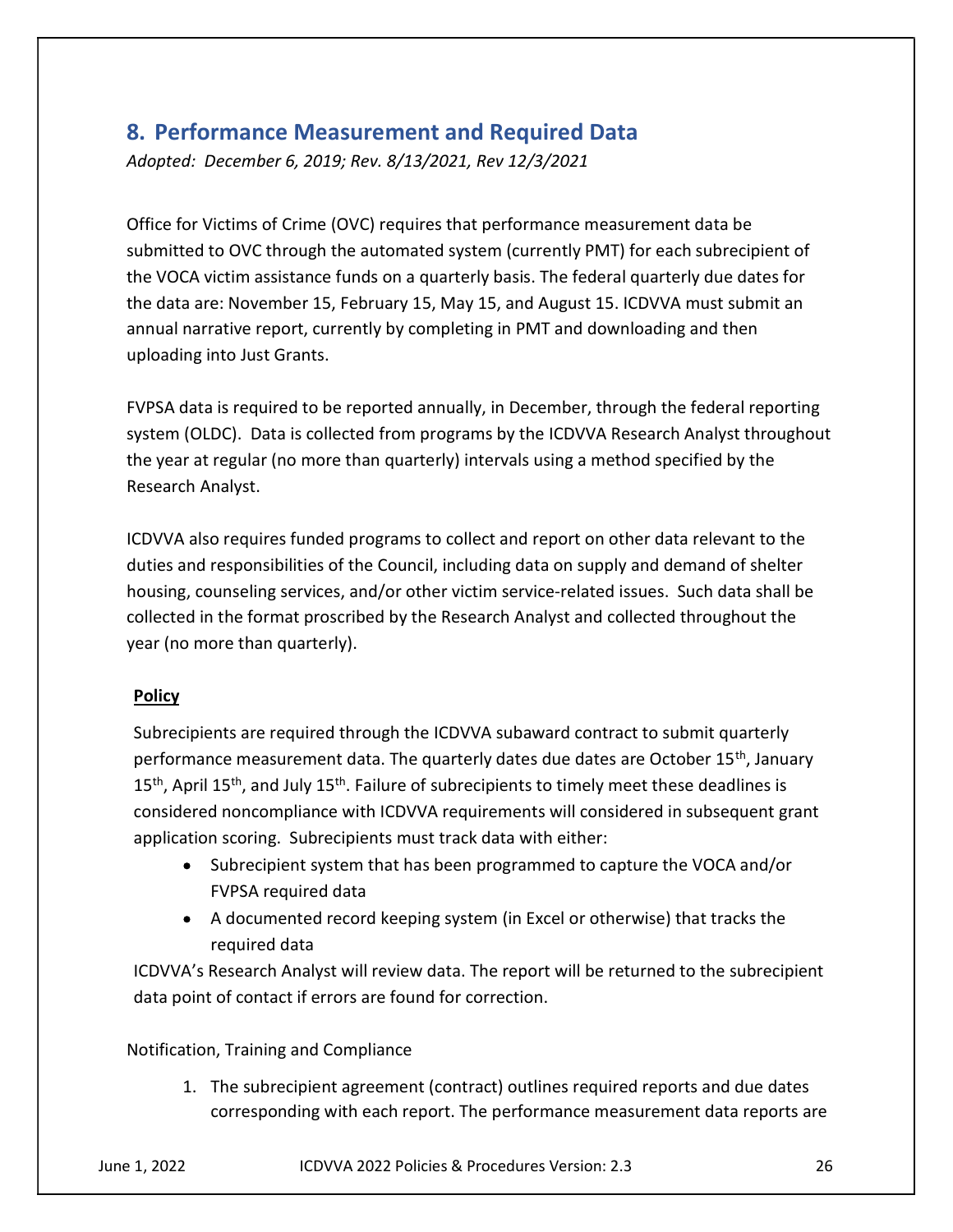## 8. Performance Measurement and Required Data

*Adopted: December 6, 2019; Rev. 8/13/2021, Rev 12/3/2021*

Office for Victims of Crime (OVC) requires that performance measurement data be submitted to OVC through the automated system (currently PMT) for each subrecipient of the VOCA victim assistance funds on a quarterly basis. The federal quarterly due dates for the data are: November 15, February 15, May 15, and August 15. ICDVVA must submit an annual narrative report, currently by completing in PMT and downloading and then uploading into Just Grants.

FVPSA data is required to be reported annually, in December, through the federal reporting system (OLDC). Data is collected from programs by the ICDVVA Research Analyst throughout the year at regular (no more than quarterly) intervals using a method specified by the Research Analyst.

ICDVVA also requires funded programs to collect and report on other data relevant to the duties and responsibilities of the Council, including data on supply and demand of shelter housing, counseling services, and/or other victim service-related issues. Such data shall be collected in the format proscribed by the Research Analyst and collected throughout the year (no more than quarterly).

**Policy**

Subrecipients are required through the ICDVVA subaward contract to submit quarterly performance measurement data. The quarterly dates due dates are October 15th, January 15th, April 15th, and July 15th. Failure of subrecipients to timely meet these deadlines is considered noncompliance with ICDVVA requirements will considered in subsequent grant application scoring. Subrecipients must track data with either:

- Subrecipient system that has been programmed to capture the VOCA and/or FVPSA required data
- A documented record keeping system (in Excel or otherwise) that tracks the required data

ICDVVA's Research Analyst will review data. The report will be returned to the subrecipient data point of contact if errors are found for correction.

Notification, Training and Compliance

1. The subrecipient agreement (contract) outlines required reports and due dates corresponding with each report. The performance measurement data reports are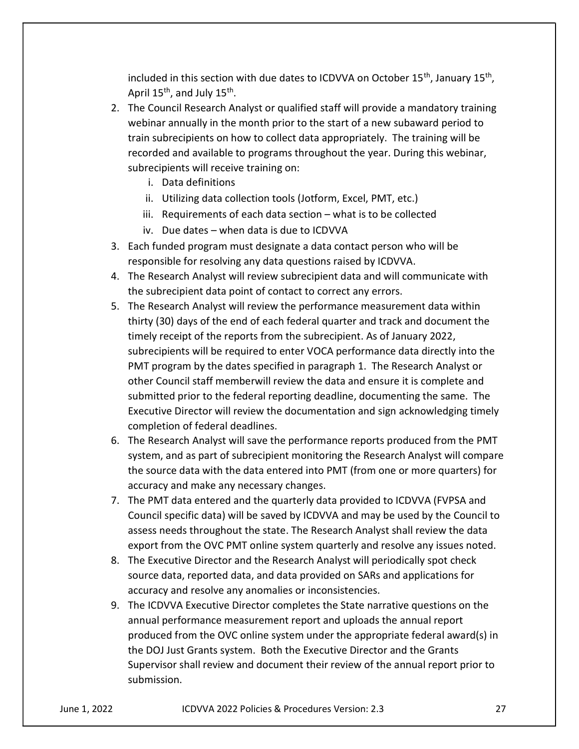included in this section with due dates to ICDVVA on October 15th, January 15th, April 15th, and July 15th.

2. The Council Research Analyst or qualified staff will provide a mandatory training webinar annually in the month prior to the start of a new subaward period to train subrecipients on how to collect data appropriately. The training will be recorded and available to programs throughout the year. During this webinar, subrecipients will receive training on:
   i. Data definitions
   ii. Utilizing data collection tools (Jotform, Excel, PMT, etc.)
   iii. Requirements of each data section – what is to be collected
   iv. Due dates – when data is due to ICDVVA
3. Each funded program must designate a data contact person who will be responsible for resolving any data questions raised by ICDVVA.
4. The Research Analyst will review subrecipient data and will communicate with the subrecipient data point of contact to correct any errors.
5. The Research Analyst will review the performance measurement data within thirty (30) days of the end of each federal quarter and track and document the timely receipt of the reports from the subrecipient. As of January 2022, subrecipients will be required to enter VOCA performance data directly into the PMT program by the dates specified in paragraph 1. The Research Analyst or other Council staff memberwill review the data and ensure it is complete and submitted prior to the federal reporting deadline, documenting the same. The Executive Director will review the documentation and sign acknowledging timely completion of federal deadlines.
6. The Research Analyst will save the performance reports produced from the PMT system, and as part of subrecipient monitoring the Research Analyst will compare the source data with the data entered into PMT (from one or more quarters) for accuracy and make any necessary changes.
7. The PMT data entered and the quarterly data provided to ICDVVA (FVPSA and Council specific data) will be saved by ICDVVA and may be used by the Council to assess needs throughout the state. The Research Analyst shall review the data export from the OVC PMT online system quarterly and resolve any issues noted.
8. The Executive Director and the Research Analyst will periodically spot check source data, reported data, and data provided on SARs and applications for accuracy and resolve any anomalies or inconsistencies.
9. The ICDVVA Executive Director completes the State narrative questions on the annual performance measurement report and uploads the annual report produced from the OVC online system under the appropriate federal award(s) in the DOJ Just Grants system. Both the Executive Director and the Grants Supervisor shall review and document their review of the annual report prior to submission.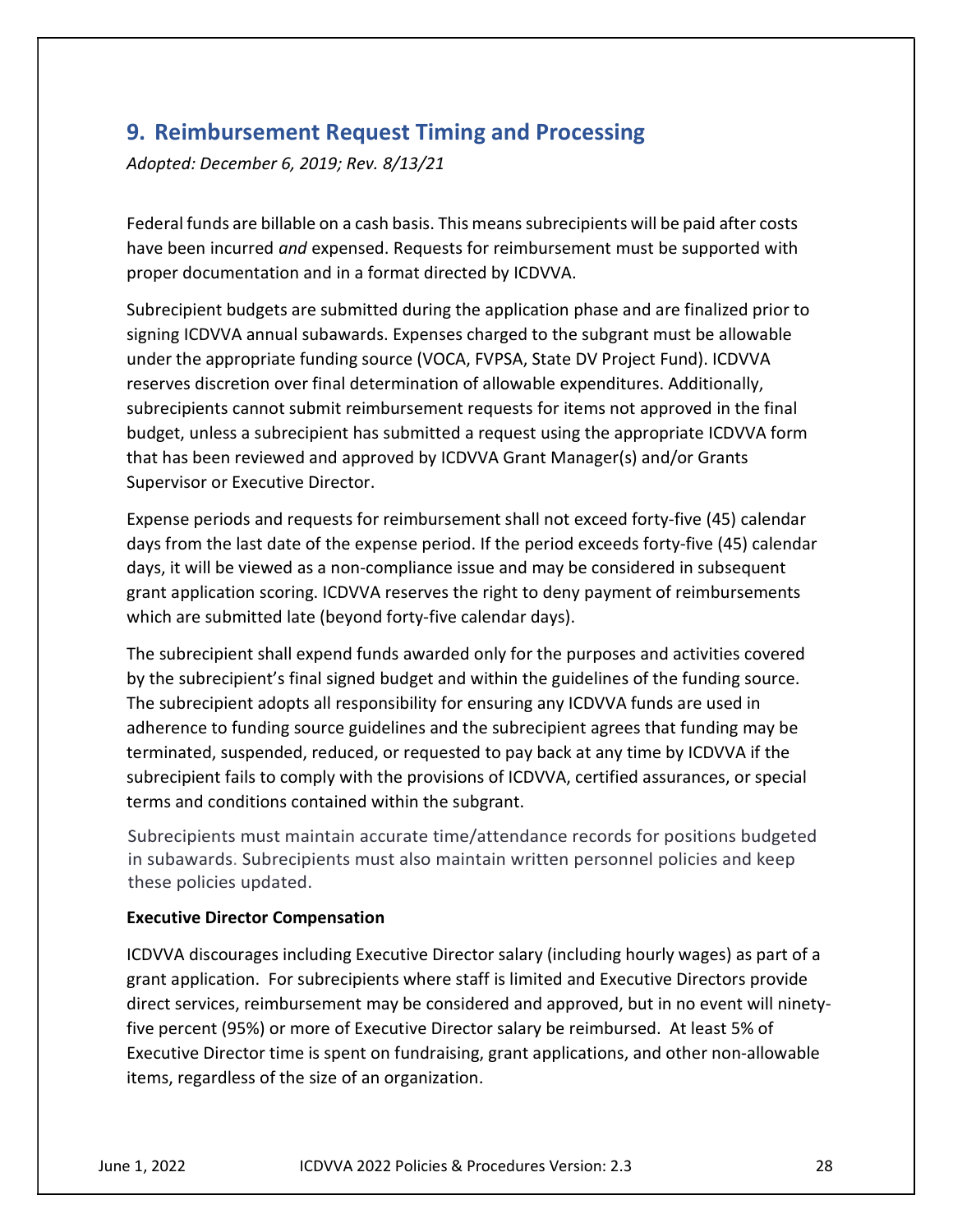## 9. Reimbursement Request Timing and Processing

*Adopted: December 6, 2019; Rev. 8/13/21*

Federal funds are billable on a cash basis. This means subrecipients will be paid after costs have been incurred *and* expensed. Requests for reimbursement must be supported with proper documentation and in a format directed by ICDVVA.

Subrecipient budgets are submitted during the application phase and are finalized prior to signing ICDVVA annual subawards. Expenses charged to the subgrant must be allowable under the appropriate funding source (VOCA, FVPSA, State DV Project Fund). ICDVVA reserves discretion over final determination of allowable expenditures. Additionally, subrecipients cannot submit reimbursement requests for items not approved in the final budget, unless a subrecipient has submitted a request using the appropriate ICDVVA form that has been reviewed and approved by ICDVVA Grant Manager(s) and/or Grants Supervisor or Executive Director.

Expense periods and requests for reimbursement shall not exceed forty-five (45) calendar days from the last date of the expense period. If the period exceeds forty-five (45) calendar days, it will be viewed as a non-compliance issue and may be considered in subsequent grant application scoring. ICDVVA reserves the right to deny payment of reimbursements which are submitted late (beyond forty-five calendar days).

The subrecipient shall expend funds awarded only for the purposes and activities covered by the subrecipient's final signed budget and within the guidelines of the funding source. The subrecipient adopts all responsibility for ensuring any ICDVVA funds are used in adherence to funding source guidelines and the subrecipient agrees that funding may be terminated, suspended, reduced, or requested to pay back at any time by ICDVVA if the subrecipient fails to comply with the provisions of ICDVVA, certified assurances, or special terms and conditions contained within the subgrant.

Subrecipients must maintain accurate time/attendance records for positions budgeted in subawards. Subrecipients must also maintain written personnel policies and keep these policies updated.

**Executive Director Compensation**

ICDVVA discourages including Executive Director salary (including hourly wages) as part of a grant application. For subrecipients where staff is limited and Executive Directors provide direct services, reimbursement may be considered and approved, but in no event will ninety-five percent (95%) or more of Executive Director salary be reimbursed. At least 5% of Executive Director time is spent on fundraising, grant applications, and other non-allowable items, regardless of the size of an organization.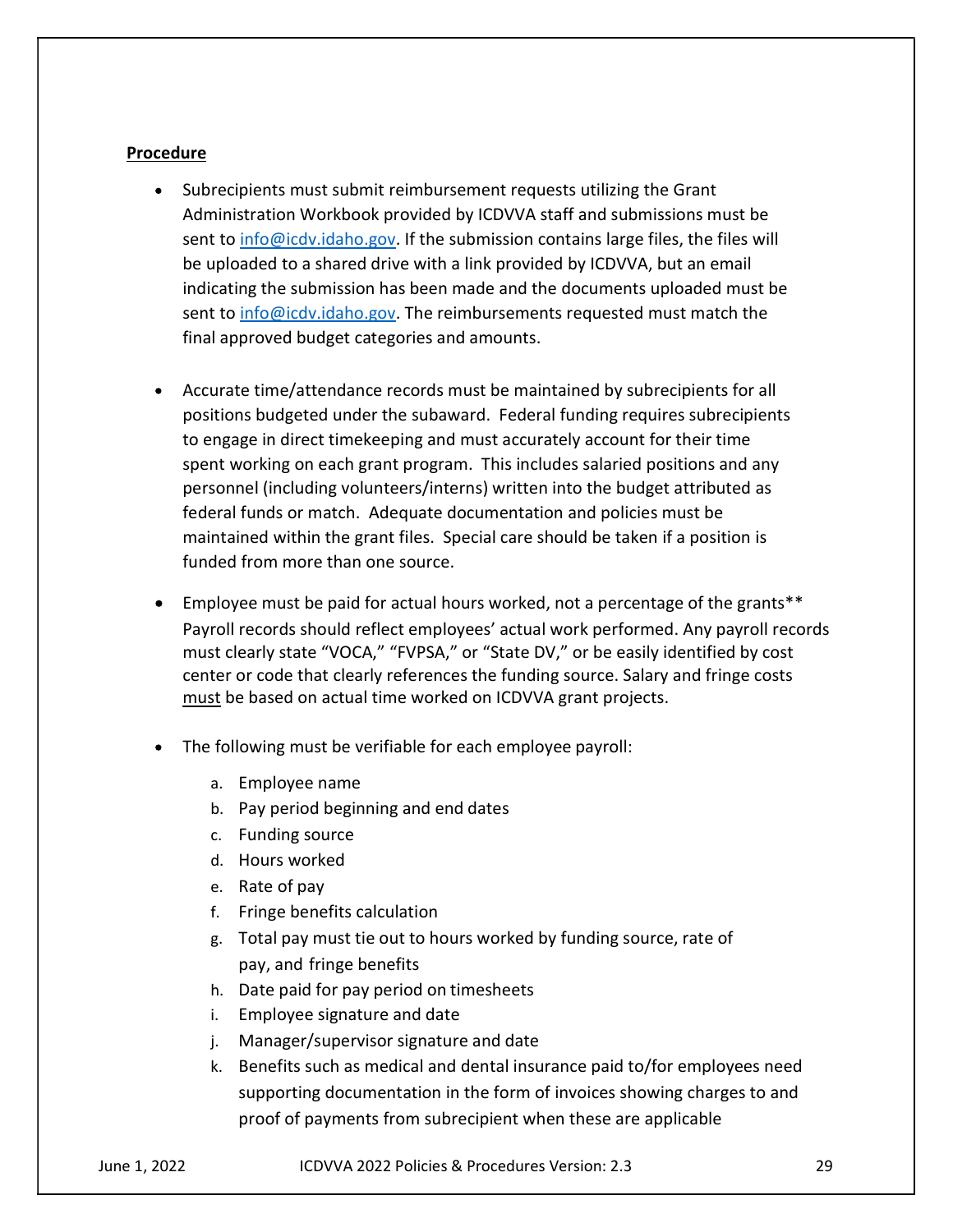**Procedure**

- Subrecipients must submit reimbursement requests utilizing the Grant Administration Workbook provided by ICDVVA staff and submissions must be sent to info@icdv.idaho.gov. If the submission contains large files, the files will be uploaded to a shared drive with a link provided by ICDVVA, but an email indicating the submission has been made and the documents uploaded must be sent to info@icdv.idaho.gov. The reimbursements requested must match the final approved budget categories and amounts.

- Accurate time/attendance records must be maintained by subrecipients for all positions budgeted under the subaward. Federal funding requires subrecipients to engage in direct timekeeping and must accurately account for their time spent working on each grant program. This includes salaried positions and any personnel (including volunteers/interns) written into the budget attributed as federal funds or match. Adequate documentation and policies must be maintained within the grant files. Special care should be taken if a position is funded from more than one source.

- Employee must be paid for actual hours worked, not a percentage of the grants** Payroll records should reflect employees' actual work performed. Any payroll records must clearly state "VOCA," "FVPSA," or "State DV," or be easily identified by cost center or code that clearly references the funding source. Salary and fringe costs <u>must</u> be based on actual time worked on ICDVVA grant projects.

- The following must be verifiable for each employee payroll:
  a. Employee name
  b. Pay period beginning and end dates
  c. Funding source
  d. Hours worked
  e. Rate of pay
  f. Fringe benefits calculation
  g. Total pay must tie out to hours worked by funding source, rate of pay, and fringe benefits
  h. Date paid for pay period on timesheets
  i. Employee signature and date
  j. Manager/supervisor signature and date
  k. Benefits such as medical and dental insurance paid to/for employees need supporting documentation in the form of invoices showing charges to and proof of payments from subrecipient when these are applicable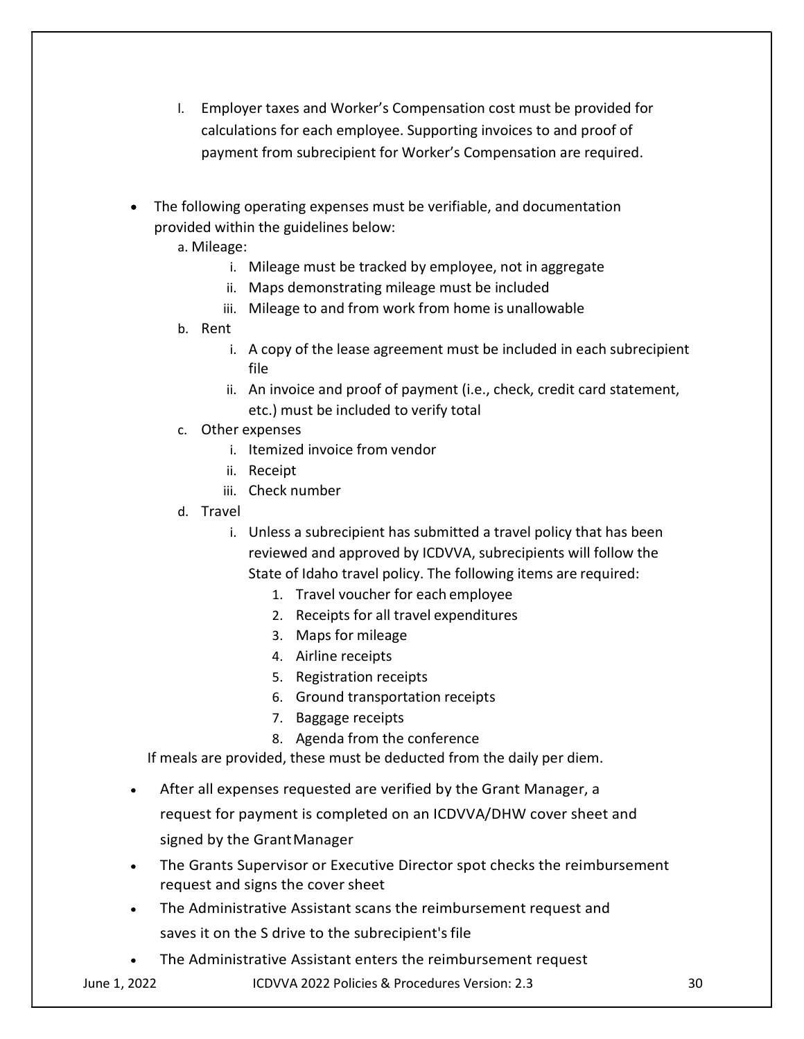l. Employer taxes and Worker's Compensation cost must be provided for calculations for each employee. Supporting invoices to and proof of payment from subrecipient for Worker's Compensation are required.

- The following operating expenses must be verifiable, and documentation provided within the guidelines below:
  - a. Mileage:
    - i. Mileage must be tracked by employee, not in aggregate
    - ii. Maps demonstrating mileage must be included
    - iii. Mileage to and from work from home is unallowable
  - b. Rent
    - i. A copy of the lease agreement must be included in each subrecipient file
    - ii. An invoice and proof of payment (i.e., check, credit card statement, etc.) must be included to verify total
  - c. Other expenses
    - i. Itemized invoice from vendor
    - ii. Receipt
    - iii. Check number
  - d. Travel
    - i. Unless a subrecipient has submitted a travel policy that has been reviewed and approved by ICDVVA, subrecipients will follow the State of Idaho travel policy. The following items are required:
      1. Travel voucher for each employee
      2. Receipts for all travel expenditures
      3. Maps for mileage
      4. Airline receipts
      5. Registration receipts
      6. Ground transportation receipts
      7. Baggage receipts
      8. Agenda from the conference

  If meals are provided, these must be deducted from the daily per diem.

- After all expenses requested are verified by the Grant Manager, a request for payment is completed on an ICDVVA/DHW cover sheet and signed by the Grant Manager
- The Grants Supervisor or Executive Director spot checks the reimbursement request and signs the cover sheet
- The Administrative Assistant scans the reimbursement request and saves it on the S drive to the subrecipient's file
- The Administrative Assistant enters the reimbursement request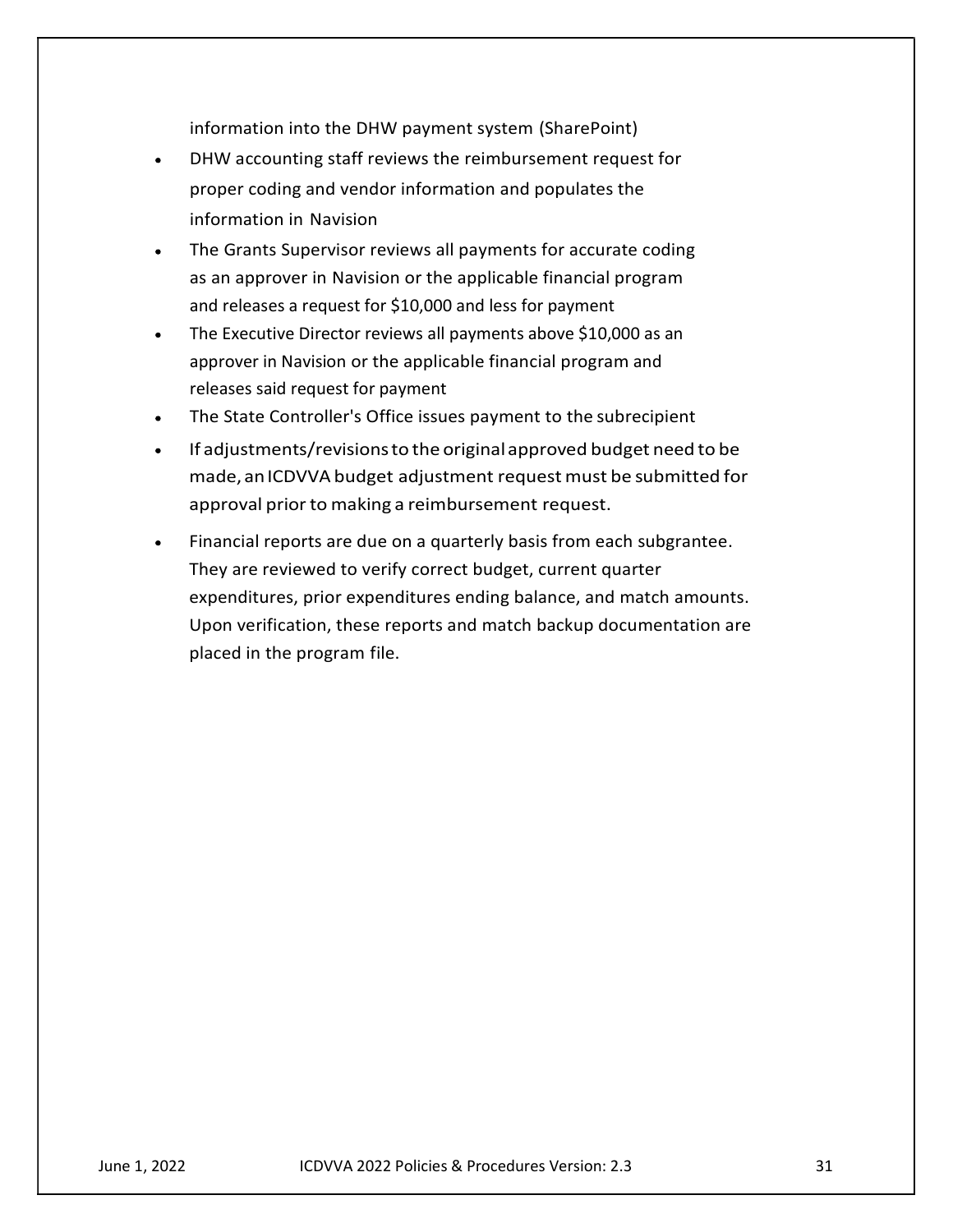information into the DHW payment system (SharePoint)

- DHW accounting staff reviews the reimbursement request for proper coding and vendor information and populates the information in Navision
- The Grants Supervisor reviews all payments for accurate coding as an approver in Navision or the applicable financial program and releases a request for $10,000 and less for payment
- The Executive Director reviews all payments above $10,000 as an approver in Navision or the applicable financial program and releases said request for payment
- The State Controller's Office issues payment to the subrecipient
- If adjustments/revisions to the original approved budget need to be made, an ICDVVA budget adjustment request must be submitted for approval prior to making a reimbursement request.
- Financial reports are due on a quarterly basis from each subgrantee. They are reviewed to verify correct budget, current quarter expenditures, prior expenditures ending balance, and match amounts. Upon verification, these reports and match backup documentation are placed in the program file.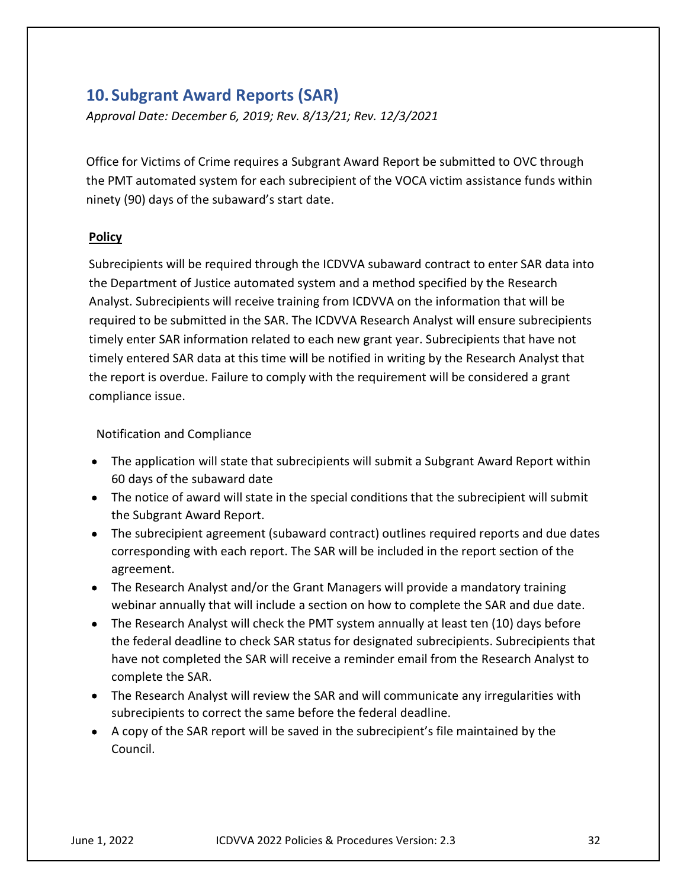## 10. Subgrant Award Reports (SAR)

*Approval Date: December 6, 2019; Rev. 8/13/21; Rev. 12/3/2021*

Office for Victims of Crime requires a Subgrant Award Report be submitted to OVC through the PMT automated system for each subrecipient of the VOCA victim assistance funds within ninety (90) days of the subaward's start date.

**Policy**

Subrecipients will be required through the ICDVVA subaward contract to enter SAR data into the Department of Justice automated system and a method specified by the Research Analyst. Subrecipients will receive training from ICDVVA on the information that will be required to be submitted in the SAR. The ICDVVA Research Analyst will ensure subrecipients timely enter SAR information related to each new grant year. Subrecipients that have not timely entered SAR data at this time will be notified in writing by the Research Analyst that the report is overdue. Failure to comply with the requirement will be considered a grant compliance issue.

Notification and Compliance

- The application will state that subrecipients will submit a Subgrant Award Report within 60 days of the subaward date
- The notice of award will state in the special conditions that the subrecipient will submit the Subgrant Award Report.
- The subrecipient agreement (subaward contract) outlines required reports and due dates corresponding with each report. The SAR will be included in the report section of the agreement.
- The Research Analyst and/or the Grant Managers will provide a mandatory training webinar annually that will include a section on how to complete the SAR and due date.
- The Research Analyst will check the PMT system annually at least ten (10) days before the federal deadline to check SAR status for designated subrecipients. Subrecipients that have not completed the SAR will receive a reminder email from the Research Analyst to complete the SAR.
- The Research Analyst will review the SAR and will communicate any irregularities with subrecipients to correct the same before the federal deadline.
- A copy of the SAR report will be saved in the subrecipient's file maintained by the Council.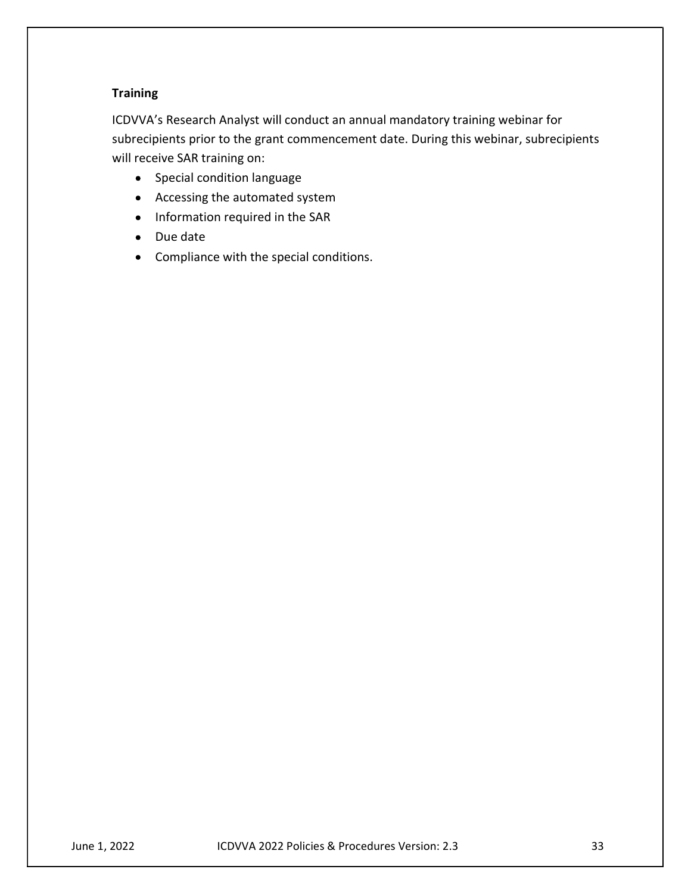**Training**

ICDVVA's Research Analyst will conduct an annual mandatory training webinar for subrecipients prior to the grant commencement date. During this webinar, subrecipients will receive SAR training on:

- Special condition language
- Accessing the automated system
- Information required in the SAR
- Due date
- Compliance with the special conditions.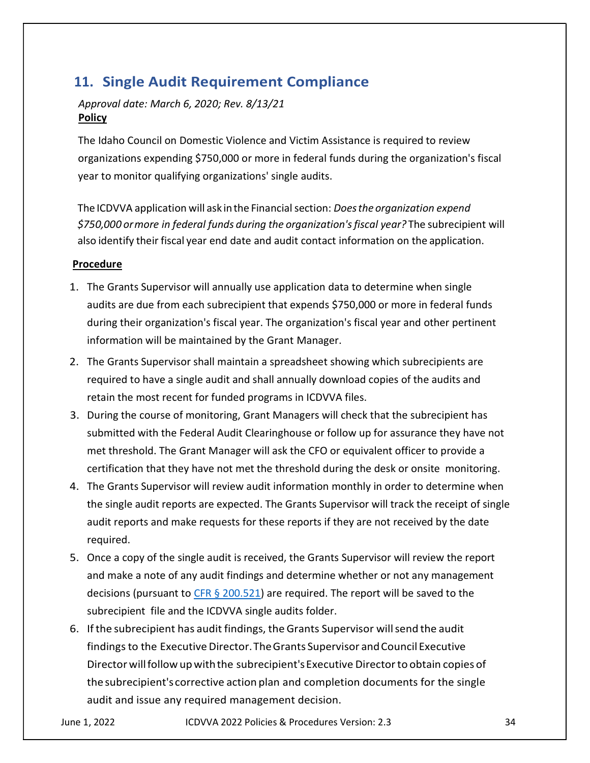## 11. Single Audit Requirement Compliance

*Approval date: March 6, 2020; Rev. 8/13/21*

**Policy**

The Idaho Council on Domestic Violence and Victim Assistance is required to review organizations expending $750,000 or more in federal funds during the organization's fiscal year to monitor qualifying organizations' single audits.

The ICDVVA application will ask in the Financial section: *Does the organization expend $750,000 or more in federal funds during the organization's fiscal year?* The subrecipient will also identify their fiscal year end date and audit contact information on the application.

**Procedure**

1. The Grants Supervisor will annually use application data to determine when single audits are due from each subrecipient that expends $750,000 or more in federal funds during their organization's fiscal year. The organization's fiscal year and other pertinent information will be maintained by the Grant Manager.
2. The Grants Supervisor shall maintain a spreadsheet showing which subrecipients are required to have a single audit and shall annually download copies of the audits and retain the most recent for funded programs in ICDVVA files.
3. During the course of monitoring, Grant Managers will check that the subrecipient has submitted with the Federal Audit Clearinghouse or follow up for assurance they have not met threshold. The Grant Manager will ask the CFO or equivalent officer to provide a certification that they have not met the threshold during the desk or onsite monitoring.
4. The Grants Supervisor will review audit information monthly in order to determine when the single audit reports are expected. The Grants Supervisor will track the receipt of single audit reports and make requests for these reports if they are not received by the date required.
5. Once a copy of the single audit is received, the Grants Supervisor will review the report and make a note of any audit findings and determine whether or not any management decisions (pursuant to CFR § 200.521) are required. The report will be saved to the subrecipient file and the ICDVVA single audits folder.
6. If the subrecipient has audit findings, the Grants Supervisor will send the audit findings to the Executive Director. The Grants Supervisor and Council Executive Director will follow up with the subrecipient's Executive Director to obtain copies of the subrecipient's corrective action plan and completion documents for the single audit and issue any required management decision.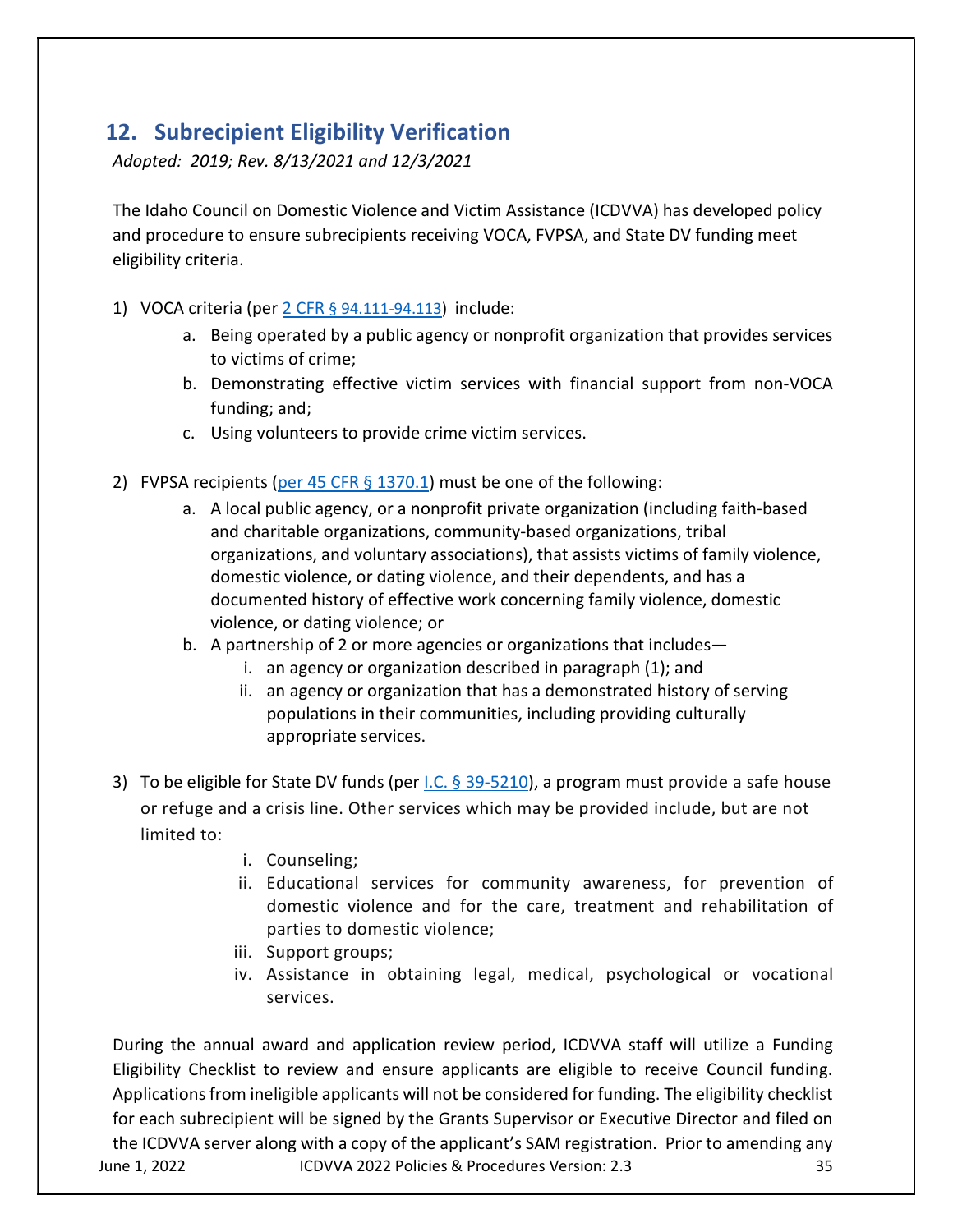## 12. Subrecipient Eligibility Verification

*Adopted: 2019; Rev. 8/13/2021 and 12/3/2021*

The Idaho Council on Domestic Violence and Victim Assistance (ICDVVA) has developed policy and procedure to ensure subrecipients receiving VOCA, FVPSA, and State DV funding meet eligibility criteria.

1) VOCA criteria (per 2 CFR § 94.111-94.113) include:
   a. Being operated by a public agency or nonprofit organization that provides services to victims of crime;
   b. Demonstrating effective victim services with financial support from non-VOCA funding; and;
   c. Using volunteers to provide crime victim services.

2) FVPSA recipients (per 45 CFR § 1370.1) must be one of the following:
   a. A local public agency, or a nonprofit private organization (including faith-based and charitable organizations, community-based organizations, tribal organizations, and voluntary associations), that assists victims of family violence, domestic violence, or dating violence, and their dependents, and has a documented history of effective work concerning family violence, domestic violence, or dating violence; or
   b. A partnership of 2 or more agencies or organizations that includes—
      i. an agency or organization described in paragraph (1); and
      ii. an agency or organization that has a demonstrated history of serving populations in their communities, including providing culturally appropriate services.

3) To be eligible for State DV funds (per I.C. § 39-5210), a program must provide a safe house or refuge and a crisis line. Other services which may be provided include, but are not limited to:
   i. Counseling;
   ii. Educational services for community awareness, for prevention of domestic violence and for the care, treatment and rehabilitation of parties to domestic violence;
   iii. Support groups;
   iv. Assistance in obtaining legal, medical, psychological or vocational services.

During the annual award and application review period, ICDVVA staff will utilize a Funding Eligibility Checklist to review and ensure applicants are eligible to receive Council funding. Applications from ineligible applicants will not be considered for funding. The eligibility checklist for each subrecipient will be signed by the Grants Supervisor or Executive Director and filed on the ICDVVA server along with a copy of the applicant's SAM registration. Prior to amending any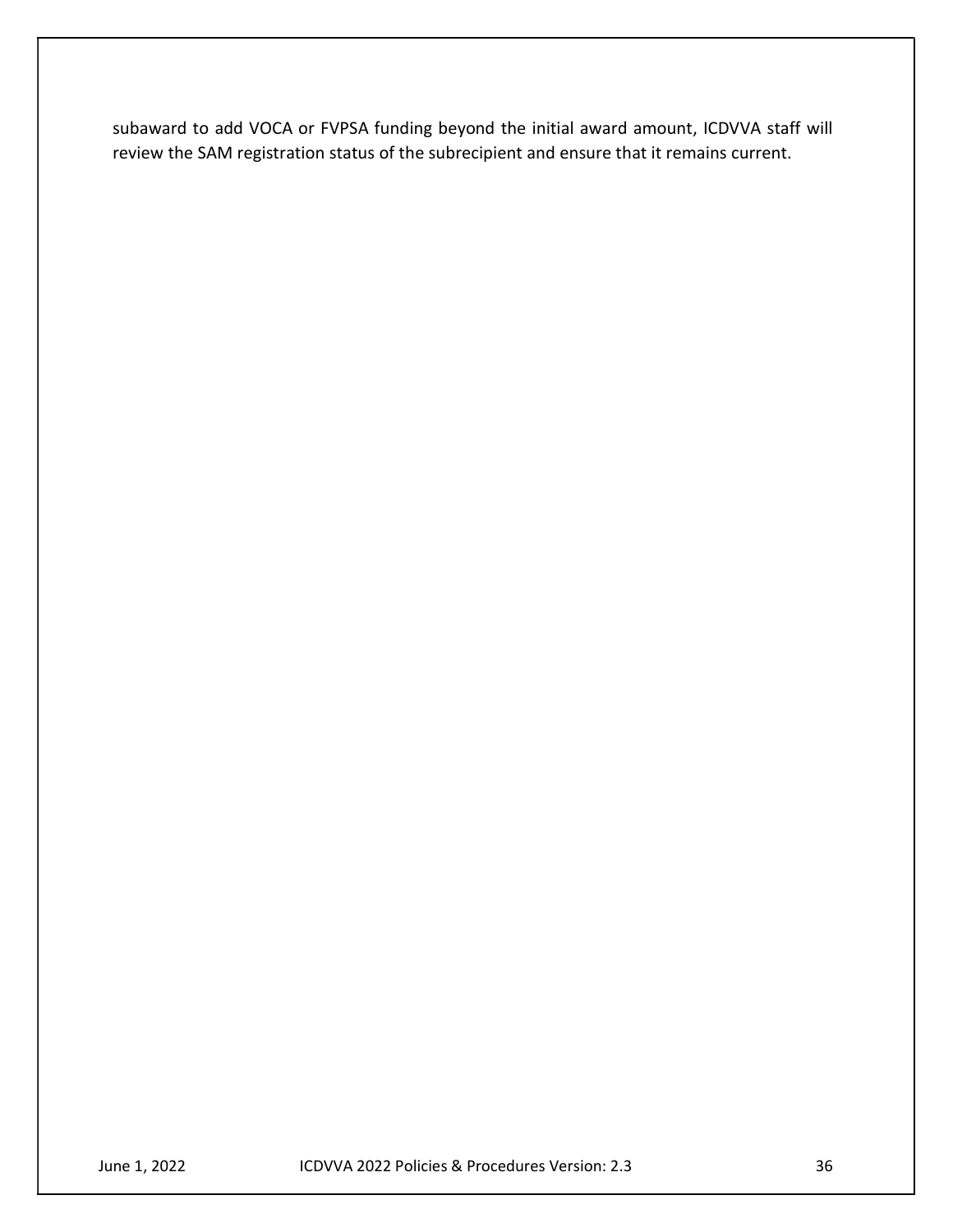subaward to add VOCA or FVPSA funding beyond the initial award amount, ICDVVA staff will review the SAM registration status of the subrecipient and ensure that it remains current.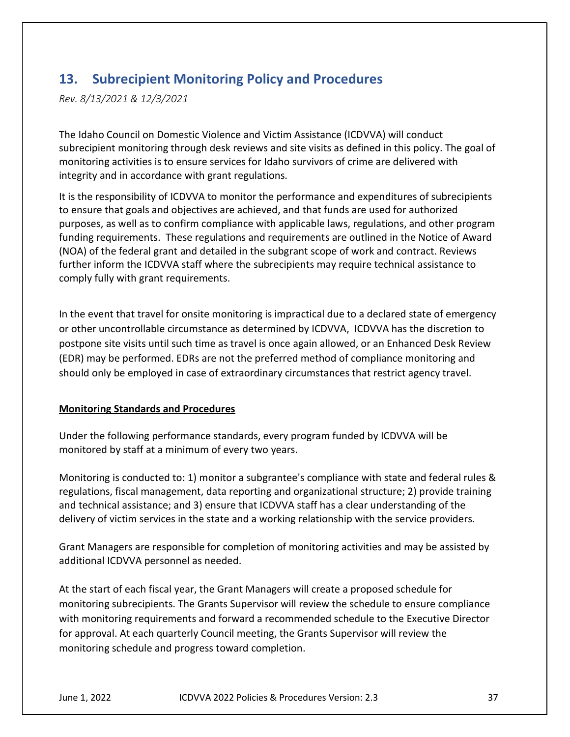## 13. Subrecipient Monitoring Policy and Procedures

*Rev. 8/13/2021 & 12/3/2021*

The Idaho Council on Domestic Violence and Victim Assistance (ICDVVA) will conduct subrecipient monitoring through desk reviews and site visits as defined in this policy. The goal of monitoring activities is to ensure services for Idaho survivors of crime are delivered with integrity and in accordance with grant regulations.

It is the responsibility of ICDVVA to monitor the performance and expenditures of subrecipients to ensure that goals and objectives are achieved, and that funds are used for authorized purposes, as well as to confirm compliance with applicable laws, regulations, and other program funding requirements. These regulations and requirements are outlined in the Notice of Award (NOA) of the federal grant and detailed in the subgrant scope of work and contract. Reviews further inform the ICDVVA staff where the subrecipients may require technical assistance to comply fully with grant requirements.

In the event that travel for onsite monitoring is impractical due to a declared state of emergency or other uncontrollable circumstance as determined by ICDVVA, ICDVVA has the discretion to postpone site visits until such time as travel is once again allowed, or an Enhanced Desk Review (EDR) may be performed. EDRs are not the preferred method of compliance monitoring and should only be employed in case of extraordinary circumstances that restrict agency travel.

**Monitoring Standards and Procedures**

Under the following performance standards, every program funded by ICDVVA will be monitored by staff at a minimum of every two years.

Monitoring is conducted to: 1) monitor a subgrantee's compliance with state and federal rules & regulations, fiscal management, data reporting and organizational structure; 2) provide training and technical assistance; and 3) ensure that ICDVVA staff has a clear understanding of the delivery of victim services in the state and a working relationship with the service providers.

Grant Managers are responsible for completion of monitoring activities and may be assisted by additional ICDVVA personnel as needed.

At the start of each fiscal year, the Grant Managers will create a proposed schedule for monitoring subrecipients. The Grants Supervisor will review the schedule to ensure compliance with monitoring requirements and forward a recommended schedule to the Executive Director for approval. At each quarterly Council meeting, the Grants Supervisor will review the monitoring schedule and progress toward completion.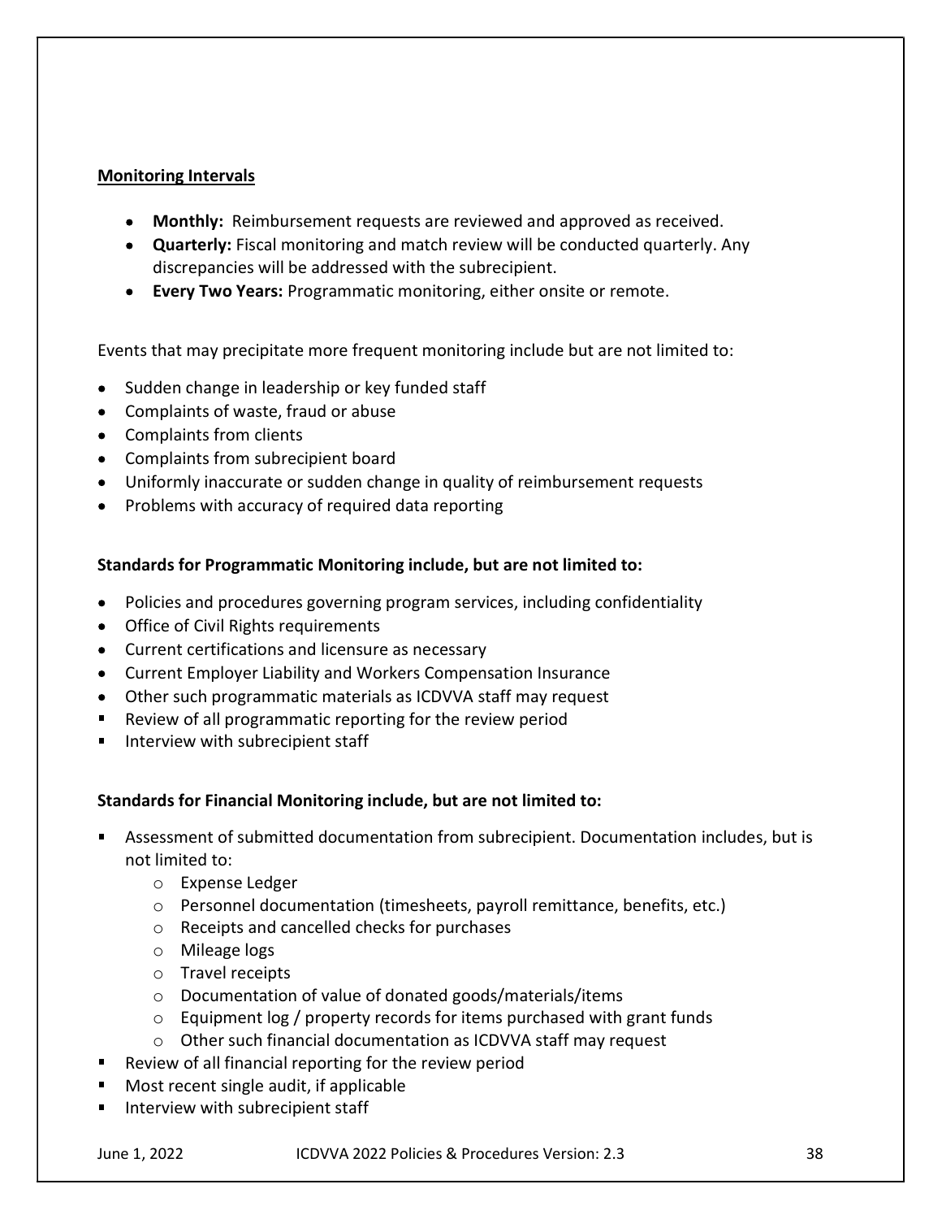**Monitoring Intervals**

- **Monthly:** Reimbursement requests are reviewed and approved as received.
- **Quarterly:** Fiscal monitoring and match review will be conducted quarterly. Any discrepancies will be addressed with the subrecipient.
- **Every Two Years:** Programmatic monitoring, either onsite or remote.

Events that may precipitate more frequent monitoring include but are not limited to:

- Sudden change in leadership or key funded staff
- Complaints of waste, fraud or abuse
- Complaints from clients
- Complaints from subrecipient board
- Uniformly inaccurate or sudden change in quality of reimbursement requests
- Problems with accuracy of required data reporting

**Standards for Programmatic Monitoring include, but are not limited to:**

- Policies and procedures governing program services, including confidentiality
- Office of Civil Rights requirements
- Current certifications and licensure as necessary
- Current Employer Liability and Workers Compensation Insurance
- Other such programmatic materials as ICDVVA staff may request
- Review of all programmatic reporting for the review period
- Interview with subrecipient staff

**Standards for Financial Monitoring include, but are not limited to:**

- Assessment of submitted documentation from subrecipient. Documentation includes, but is not limited to:
  - Expense Ledger
  - Personnel documentation (timesheets, payroll remittance, benefits, etc.)
  - Receipts and cancelled checks for purchases
  - Mileage logs
  - Travel receipts
  - Documentation of value of donated goods/materials/items
  - Equipment log / property records for items purchased with grant funds
  - Other such financial documentation as ICDVVA staff may request
- Review of all financial reporting for the review period
- Most recent single audit, if applicable
- Interview with subrecipient staff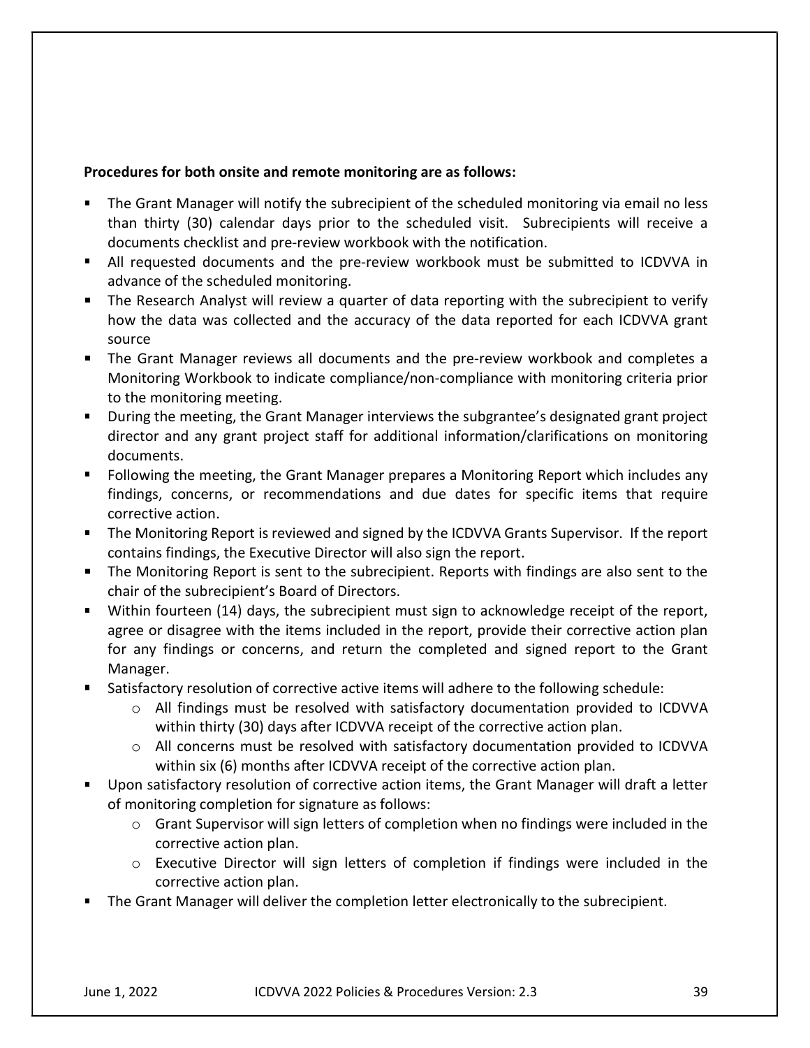**Procedures for both onsite and remote monitoring are as follows:**

- The Grant Manager will notify the subrecipient of the scheduled monitoring via email no less than thirty (30) calendar days prior to the scheduled visit. Subrecipients will receive a documents checklist and pre-review workbook with the notification.
- All requested documents and the pre-review workbook must be submitted to ICDVVA in advance of the scheduled monitoring.
- The Research Analyst will review a quarter of data reporting with the subrecipient to verify how the data was collected and the accuracy of the data reported for each ICDVVA grant source
- The Grant Manager reviews all documents and the pre-review workbook and completes a Monitoring Workbook to indicate compliance/non-compliance with monitoring criteria prior to the monitoring meeting.
- During the meeting, the Grant Manager interviews the subgrantee's designated grant project director and any grant project staff for additional information/clarifications on monitoring documents.
- Following the meeting, the Grant Manager prepares a Monitoring Report which includes any findings, concerns, or recommendations and due dates for specific items that require corrective action.
- The Monitoring Report is reviewed and signed by the ICDVVA Grants Supervisor. If the report contains findings, the Executive Director will also sign the report.
- The Monitoring Report is sent to the subrecipient. Reports with findings are also sent to the chair of the subrecipient's Board of Directors.
- Within fourteen (14) days, the subrecipient must sign to acknowledge receipt of the report, agree or disagree with the items included in the report, provide their corrective action plan for any findings or concerns, and return the completed and signed report to the Grant Manager.
- Satisfactory resolution of corrective active items will adhere to the following schedule:
  - All findings must be resolved with satisfactory documentation provided to ICDVVA within thirty (30) days after ICDVVA receipt of the corrective action plan.
  - All concerns must be resolved with satisfactory documentation provided to ICDVVA within six (6) months after ICDVVA receipt of the corrective action plan.
- Upon satisfactory resolution of corrective action items, the Grant Manager will draft a letter of monitoring completion for signature as follows:
  - Grant Supervisor will sign letters of completion when no findings were included in the corrective action plan.
  - Executive Director will sign letters of completion if findings were included in the corrective action plan.
- The Grant Manager will deliver the completion letter electronically to the subrecipient.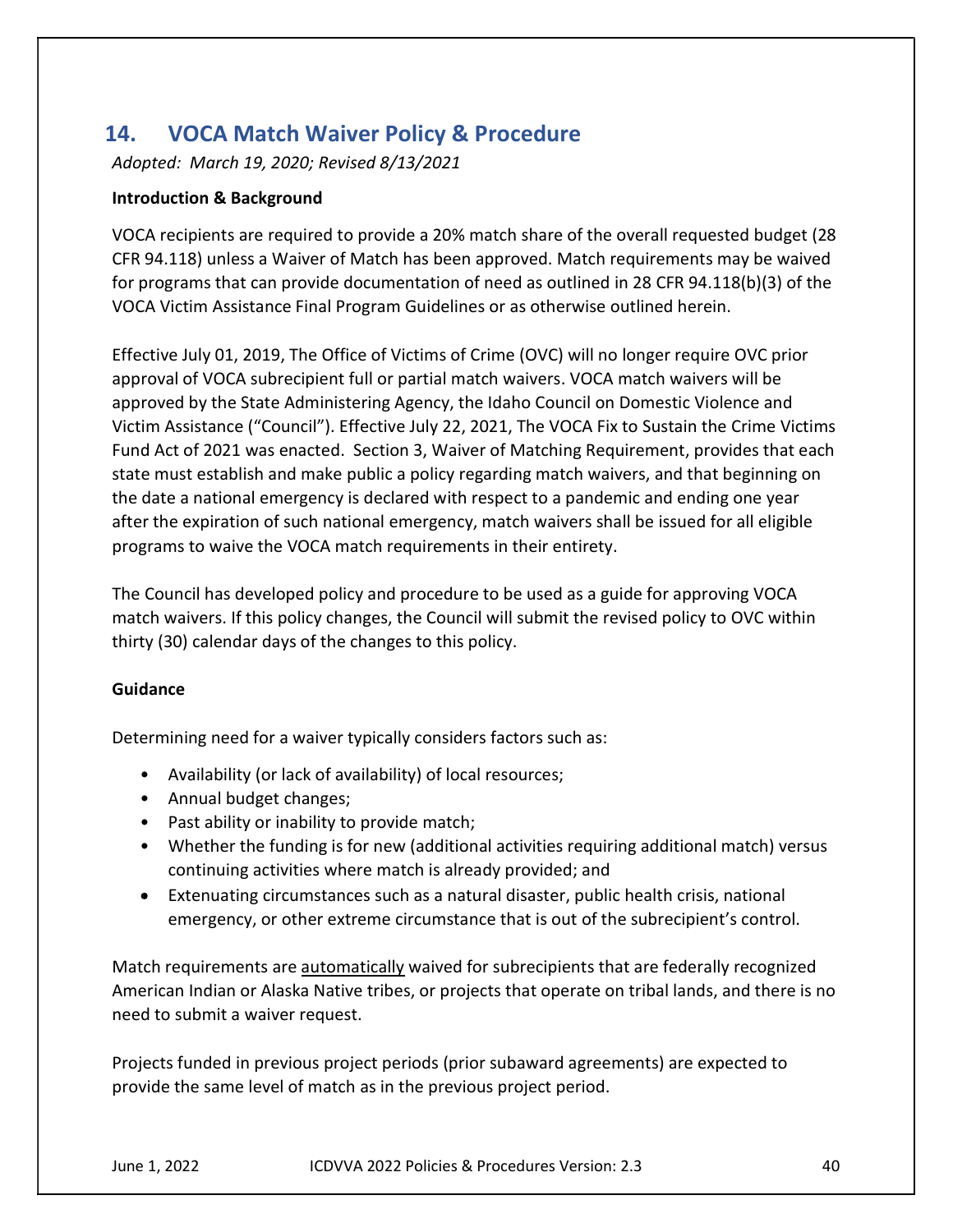## 14. VOCA Match Waiver Policy & Procedure

*Adopted: March 19, 2020; Revised 8/13/2021*

**Introduction & Background**

VOCA recipients are required to provide a 20% match share of the overall requested budget (28 CFR 94.118) unless a Waiver of Match has been approved. Match requirements may be waived for programs that can provide documentation of need as outlined in 28 CFR 94.118(b)(3) of the VOCA Victim Assistance Final Program Guidelines or as otherwise outlined herein.

Effective July 01, 2019, The Office of Victims of Crime (OVC) will no longer require OVC prior approval of VOCA subrecipient full or partial match waivers. VOCA match waivers will be approved by the State Administering Agency, the Idaho Council on Domestic Violence and Victim Assistance ("Council"). Effective July 22, 2021, The VOCA Fix to Sustain the Crime Victims Fund Act of 2021 was enacted. Section 3, Waiver of Matching Requirement, provides that each state must establish and make public a policy regarding match waivers, and that beginning on the date a national emergency is declared with respect to a pandemic and ending one year after the expiration of such national emergency, match waivers shall be issued for all eligible programs to waive the VOCA match requirements in their entirety.

The Council has developed policy and procedure to be used as a guide for approving VOCA match waivers. If this policy changes, the Council will submit the revised policy to OVC within thirty (30) calendar days of the changes to this policy.

**Guidance**

Determining need for a waiver typically considers factors such as:

- Availability (or lack of availability) of local resources;
- Annual budget changes;
- Past ability or inability to provide match;
- Whether the funding is for new (additional activities requiring additional match) versus continuing activities where match is already provided; and
- Extenuating circumstances such as a natural disaster, public health crisis, national emergency, or other extreme circumstance that is out of the subrecipient's control.

Match requirements are automatically waived for subrecipients that are federally recognized American Indian or Alaska Native tribes, or projects that operate on tribal lands, and there is no need to submit a waiver request.

Projects funded in previous project periods (prior subaward agreements) are expected to provide the same level of match as in the previous project period.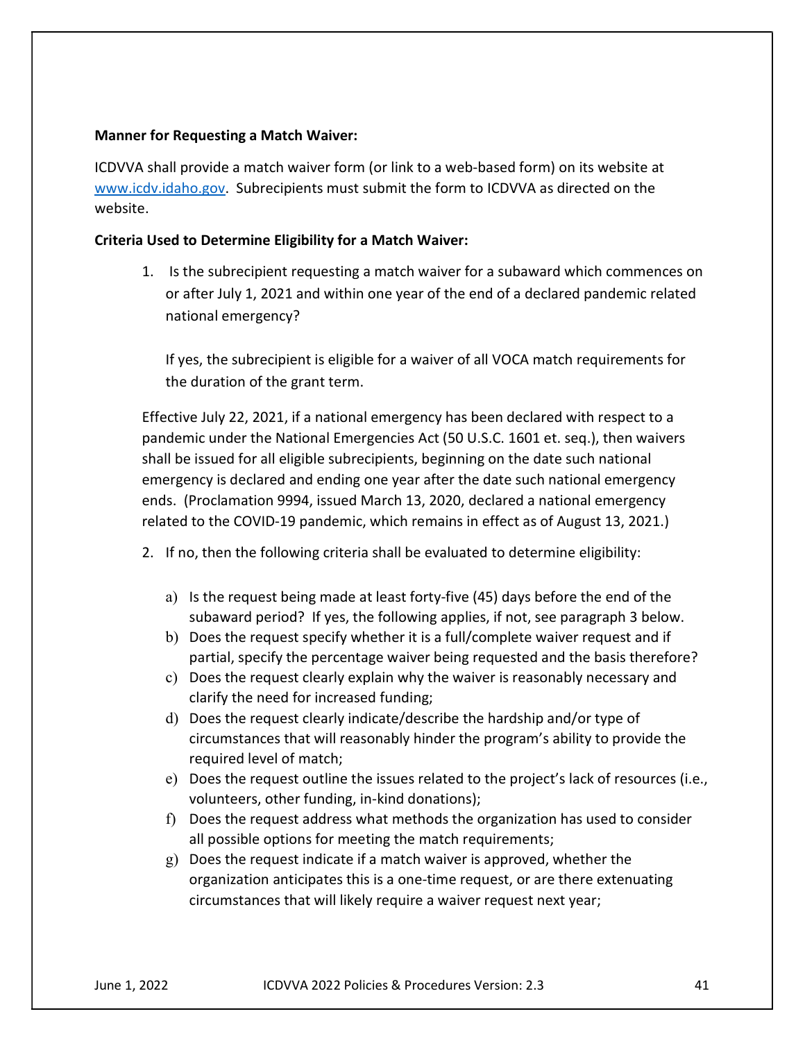**Manner for Requesting a Match Waiver:**

ICDVVA shall provide a match waiver form (or link to a web-based form) on its website at [www.icdv.idaho.gov](www.icdv.idaho.gov). Subrecipients must submit the form to ICDVVA as directed on the website.

**Criteria Used to Determine Eligibility for a Match Waiver:**

1. Is the subrecipient requesting a match waiver for a subaward which commences on or after July 1, 2021 and within one year of the end of a declared pandemic related national emergency?

   If yes, the subrecipient is eligible for a waiver of all VOCA match requirements for the duration of the grant term.

   Effective July 22, 2021, if a national emergency has been declared with respect to a pandemic under the National Emergencies Act (50 U.S.C. 1601 et. seq.), then waivers shall be issued for all eligible subrecipients, beginning on the date such national emergency is declared and ending one year after the date such national emergency ends. (Proclamation 9994, issued March 13, 2020, declared a national emergency related to the COVID-19 pandemic, which remains in effect as of August 13, 2021.)

2. If no, then the following criteria shall be evaluated to determine eligibility:

   a) Is the request being made at least forty-five (45) days before the end of the subaward period? If yes, the following applies, if not, see paragraph 3 below.
   b) Does the request specify whether it is a full/complete waiver request and if partial, specify the percentage waiver being requested and the basis therefore?
   c) Does the request clearly explain why the waiver is reasonably necessary and clarify the need for increased funding;
   d) Does the request clearly indicate/describe the hardship and/or type of circumstances that will reasonably hinder the program's ability to provide the required level of match;
   e) Does the request outline the issues related to the project's lack of resources (i.e., volunteers, other funding, in-kind donations);
   f) Does the request address what methods the organization has used to consider all possible options for meeting the match requirements;
   g) Does the request indicate if a match waiver is approved, whether the organization anticipates this is a one-time request, or are there extenuating circumstances that will likely require a waiver request next year;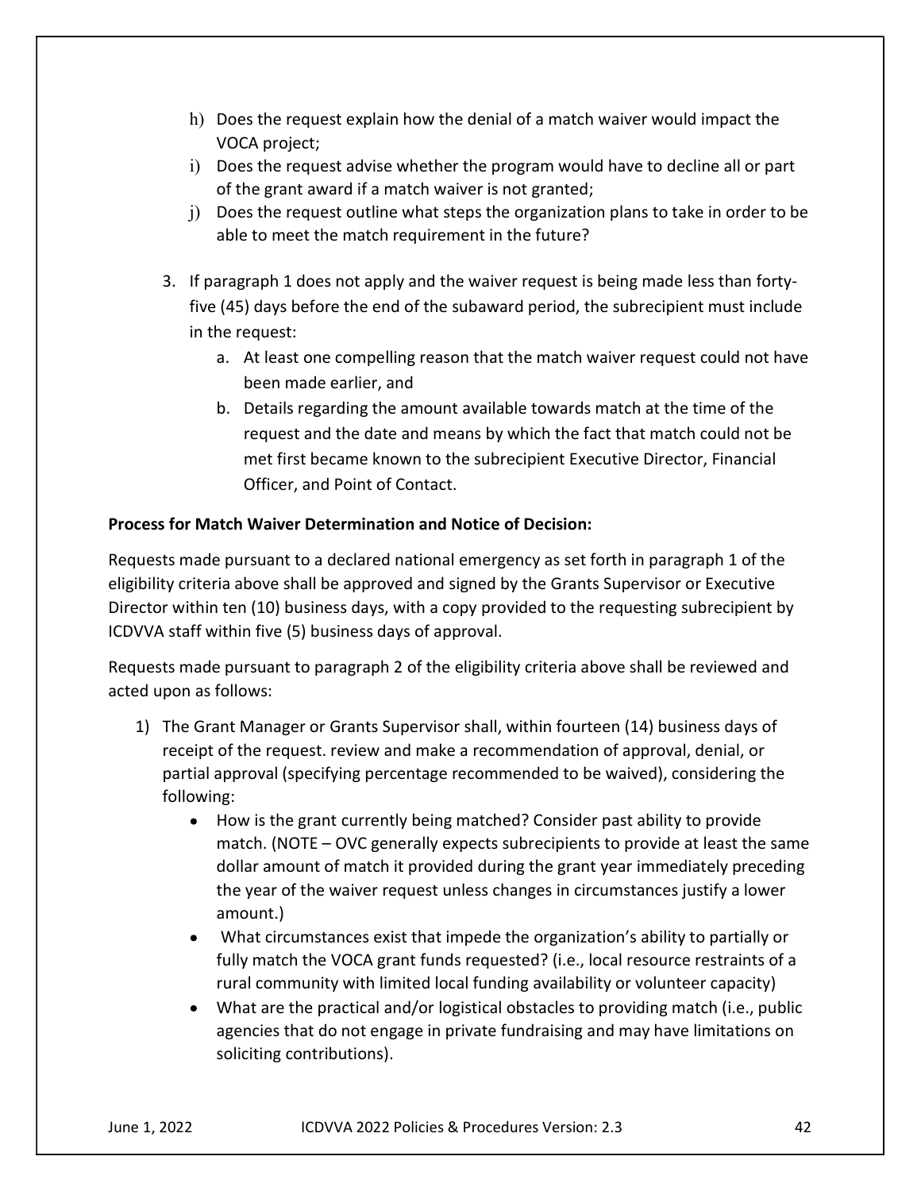h) Does the request explain how the denial of a match waiver would impact the VOCA project;
i) Does the request advise whether the program would have to decline all or part of the grant award if a match waiver is not granted;
j) Does the request outline what steps the organization plans to take in order to be able to meet the match requirement in the future?

3. If paragraph 1 does not apply and the waiver request is being made less than forty-five (45) days before the end of the subaward period, the subrecipient must include in the request:
   a. At least one compelling reason that the match waiver request could not have been made earlier, and
   b. Details regarding the amount available towards match at the time of the request and the date and means by which the fact that match could not be met first became known to the subrecipient Executive Director, Financial Officer, and Point of Contact.

**Process for Match Waiver Determination and Notice of Decision:**

Requests made pursuant to a declared national emergency as set forth in paragraph 1 of the eligibility criteria above shall be approved and signed by the Grants Supervisor or Executive Director within ten (10) business days, with a copy provided to the requesting subrecipient by ICDVVA staff within five (5) business days of approval.

Requests made pursuant to paragraph 2 of the eligibility criteria above shall be reviewed and acted upon as follows:

1) The Grant Manager or Grants Supervisor shall, within fourteen (14) business days of receipt of the request. review and make a recommendation of approval, denial, or partial approval (specifying percentage recommended to be waived), considering the following:
   - How is the grant currently being matched? Consider past ability to provide match. (NOTE – OVC generally expects subrecipients to provide at least the same dollar amount of match it provided during the grant year immediately preceding the year of the waiver request unless changes in circumstances justify a lower amount.)
   - What circumstances exist that impede the organization's ability to partially or fully match the VOCA grant funds requested? (i.e., local resource restraints of a rural community with limited local funding availability or volunteer capacity)
   - What are the practical and/or logistical obstacles to providing match (i.e., public agencies that do not engage in private fundraising and may have limitations on soliciting contributions).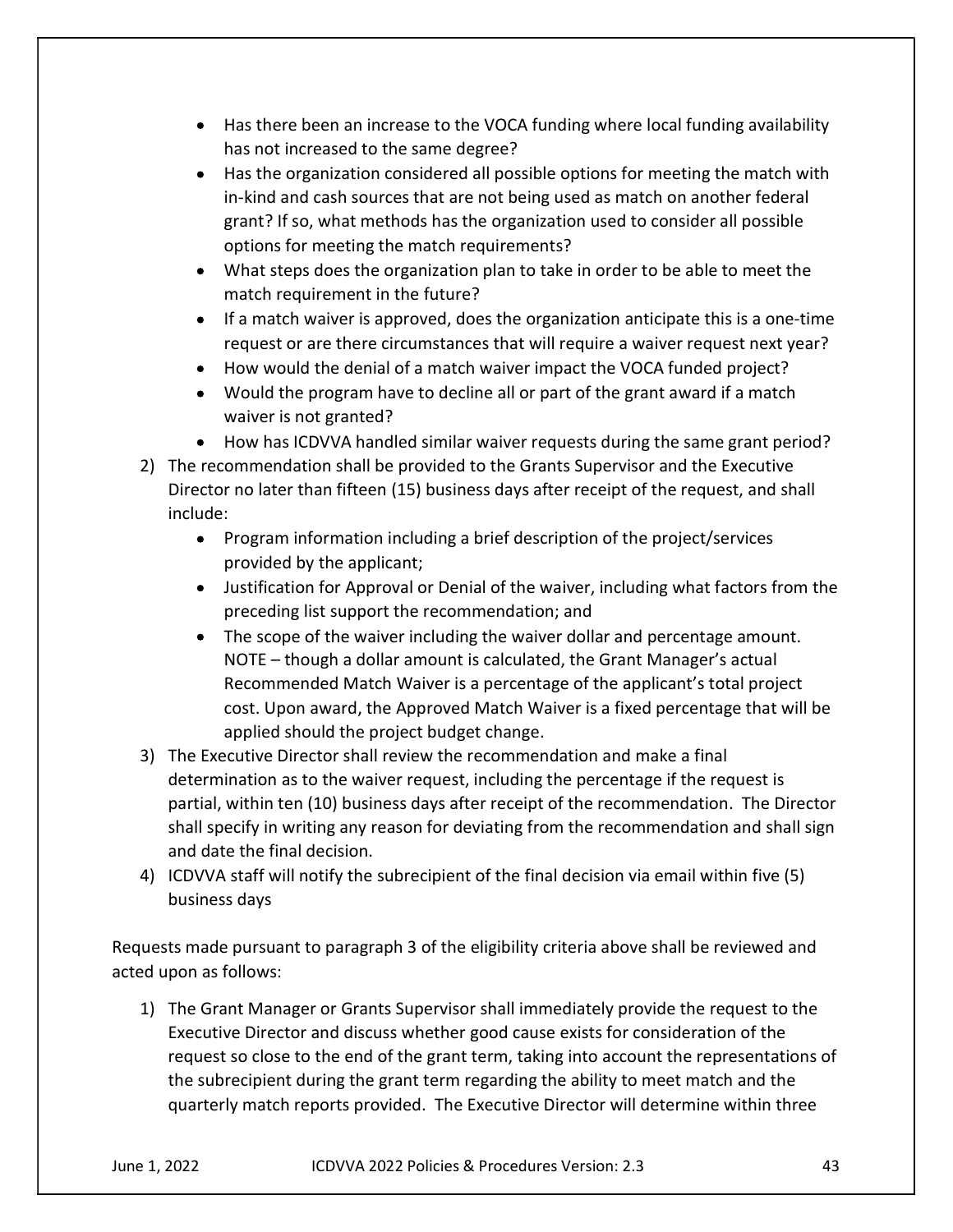- Has there been an increase to the VOCA funding where local funding availability has not increased to the same degree?
- Has the organization considered all possible options for meeting the match with in-kind and cash sources that are not being used as match on another federal grant? If so, what methods has the organization used to consider all possible options for meeting the match requirements?
- What steps does the organization plan to take in order to be able to meet the match requirement in the future?
- If a match waiver is approved, does the organization anticipate this is a one-time request or are there circumstances that will require a waiver request next year?
- How would the denial of a match waiver impact the VOCA funded project?
- Would the program have to decline all or part of the grant award if a match waiver is not granted?
- How has ICDVVA handled similar waiver requests during the same grant period?

2) The recommendation shall be provided to the Grants Supervisor and the Executive Director no later than fifteen (15) business days after receipt of the request, and shall include:
   - Program information including a brief description of the project/services provided by the applicant;
   - Justification for Approval or Denial of the waiver, including what factors from the preceding list support the recommendation; and
   - The scope of the waiver including the waiver dollar and percentage amount. NOTE – though a dollar amount is calculated, the Grant Manager's actual Recommended Match Waiver is a percentage of the applicant's total project cost. Upon award, the Approved Match Waiver is a fixed percentage that will be applied should the project budget change.
3) The Executive Director shall review the recommendation and make a final determination as to the waiver request, including the percentage if the request is partial, within ten (10) business days after receipt of the recommendation. The Director shall specify in writing any reason for deviating from the recommendation and shall sign and date the final decision.
4) ICDVVA staff will notify the subrecipient of the final decision via email within five (5) business days

Requests made pursuant to paragraph 3 of the eligibility criteria above shall be reviewed and acted upon as follows:

1) The Grant Manager or Grants Supervisor shall immediately provide the request to the Executive Director and discuss whether good cause exists for consideration of the request so close to the end of the grant term, taking into account the representations of the subrecipient during the grant term regarding the ability to meet match and the quarterly match reports provided. The Executive Director will determine within three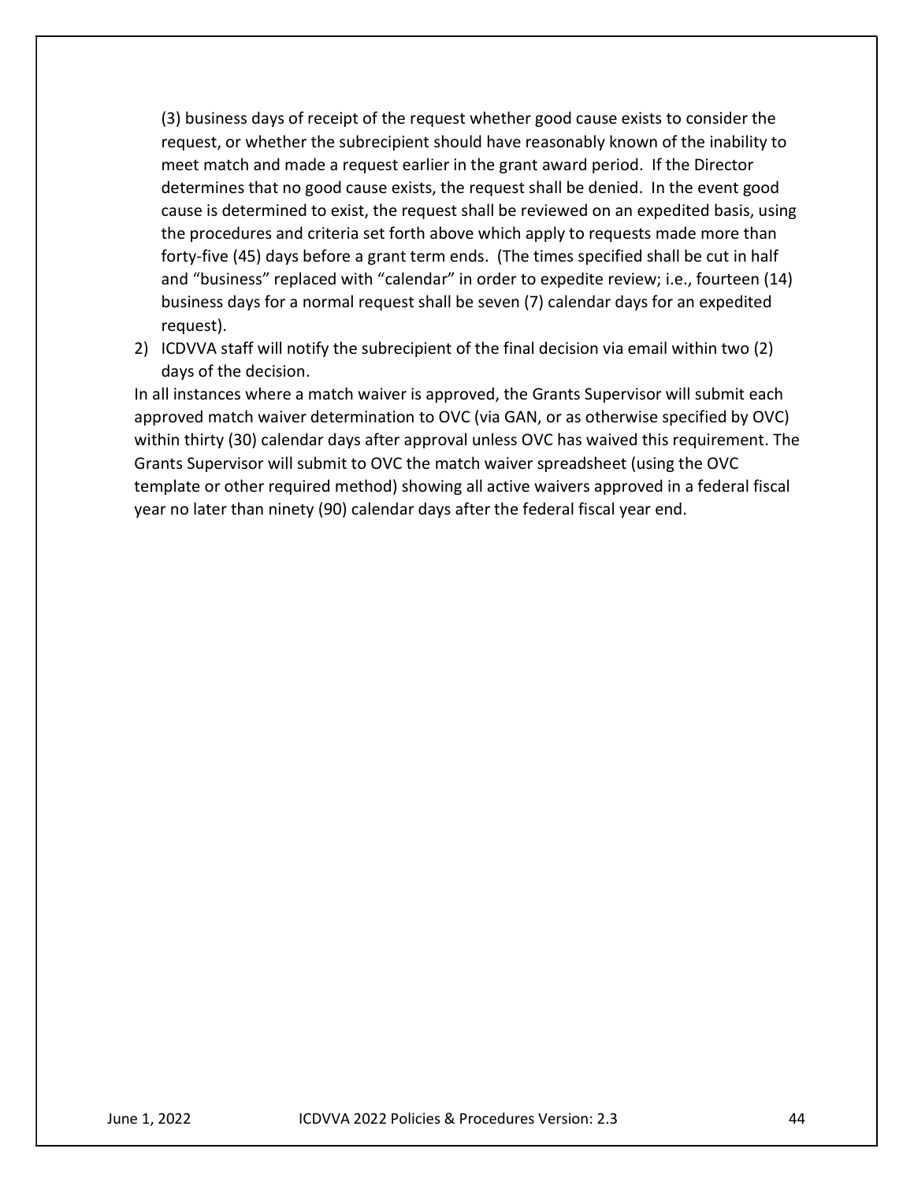(3) business days of receipt of the request whether good cause exists to consider the request, or whether the subrecipient should have reasonably known of the inability to meet match and made a request earlier in the grant award period. If the Director determines that no good cause exists, the request shall be denied. In the event good cause is determined to exist, the request shall be reviewed on an expedited basis, using the procedures and criteria set forth above which apply to requests made more than forty-five (45) days before a grant term ends. (The times specified shall be cut in half and "business" replaced with "calendar" in order to expedite review; i.e., fourteen (14) business days for a normal request shall be seven (7) calendar days for an expedited request).

2) ICDVVA staff will notify the subrecipient of the final decision via email within two (2) days of the decision.

In all instances where a match waiver is approved, the Grants Supervisor will submit each approved match waiver determination to OVC (via GAN, or as otherwise specified by OVC) within thirty (30) calendar days after approval unless OVC has waived this requirement. The Grants Supervisor will submit to OVC the match waiver spreadsheet (using the OVC template or other required method) showing all active waivers approved in a federal fiscal year no later than ninety (90) calendar days after the federal fiscal year end.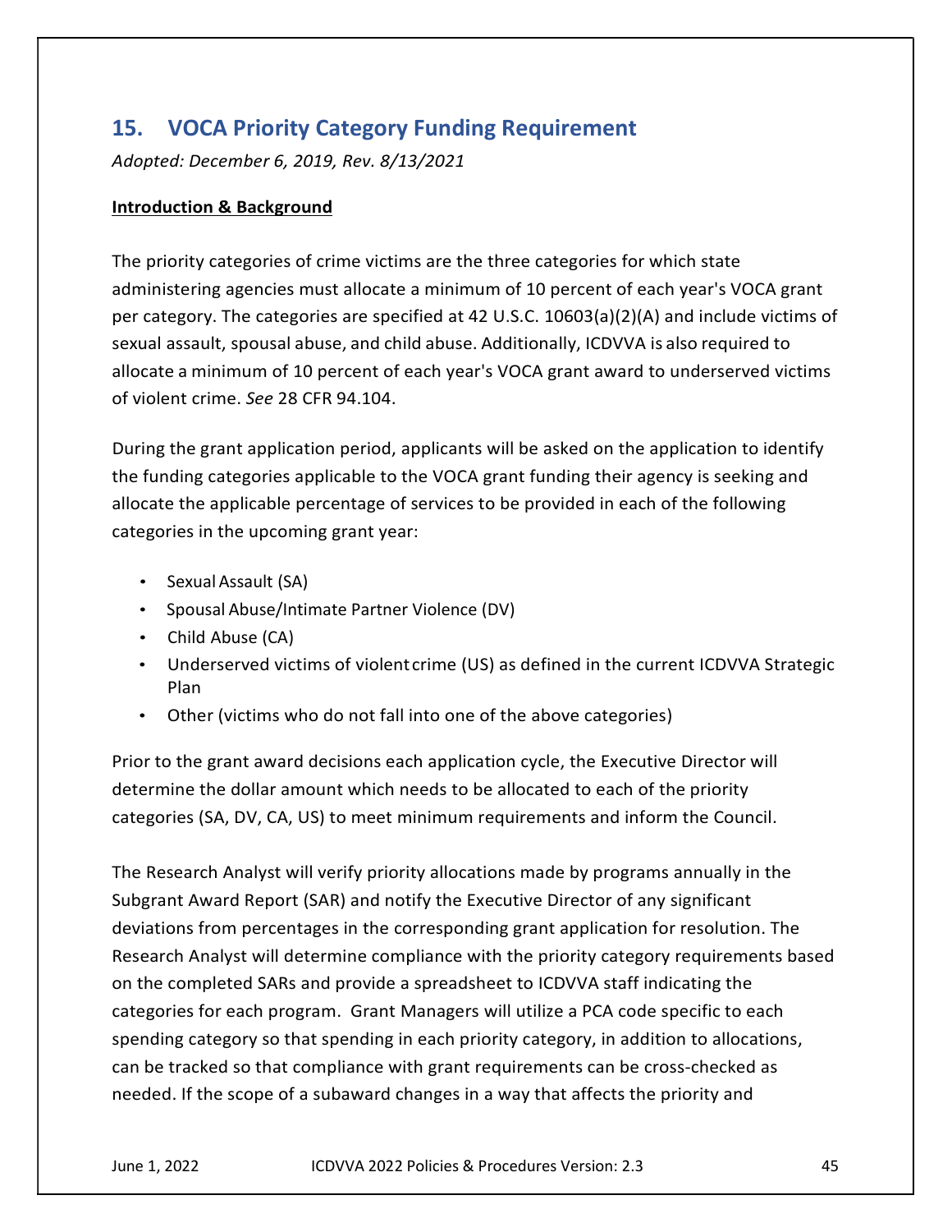## 15. VOCA Priority Category Funding Requirement

*Adopted: December 6, 2019, Rev. 8/13/2021*

**Introduction & Background**

The priority categories of crime victims are the three categories for which state administering agencies must allocate a minimum of 10 percent of each year's VOCA grant per category. The categories are specified at 42 U.S.C. 10603(a)(2)(A) and include victims of sexual assault, spousal abuse, and child abuse. Additionally, ICDVVA is also required to allocate a minimum of 10 percent of each year's VOCA grant award to underserved victims of violent crime. *See* 28 CFR 94.104.

During the grant application period, applicants will be asked on the application to identify the funding categories applicable to the VOCA grant funding their agency is seeking and allocate the applicable percentage of services to be provided in each of the following categories in the upcoming grant year:

- Sexual Assault (SA)
- Spousal Abuse/Intimate Partner Violence (DV)
- Child Abuse (CA)
- Underserved victims of violent crime (US) as defined in the current ICDVVA Strategic Plan
- Other (victims who do not fall into one of the above categories)

Prior to the grant award decisions each application cycle, the Executive Director will determine the dollar amount which needs to be allocated to each of the priority categories (SA, DV, CA, US) to meet minimum requirements and inform the Council.

The Research Analyst will verify priority allocations made by programs annually in the Subgrant Award Report (SAR) and notify the Executive Director of any significant deviations from percentages in the corresponding grant application for resolution. The Research Analyst will determine compliance with the priority category requirements based on the completed SARs and provide a spreadsheet to ICDVVA staff indicating the categories for each program. Grant Managers will utilize a PCA code specific to each spending category so that spending in each priority category, in addition to allocations, can be tracked so that compliance with grant requirements can be cross-checked as needed. If the scope of a subaward changes in a way that affects the priority and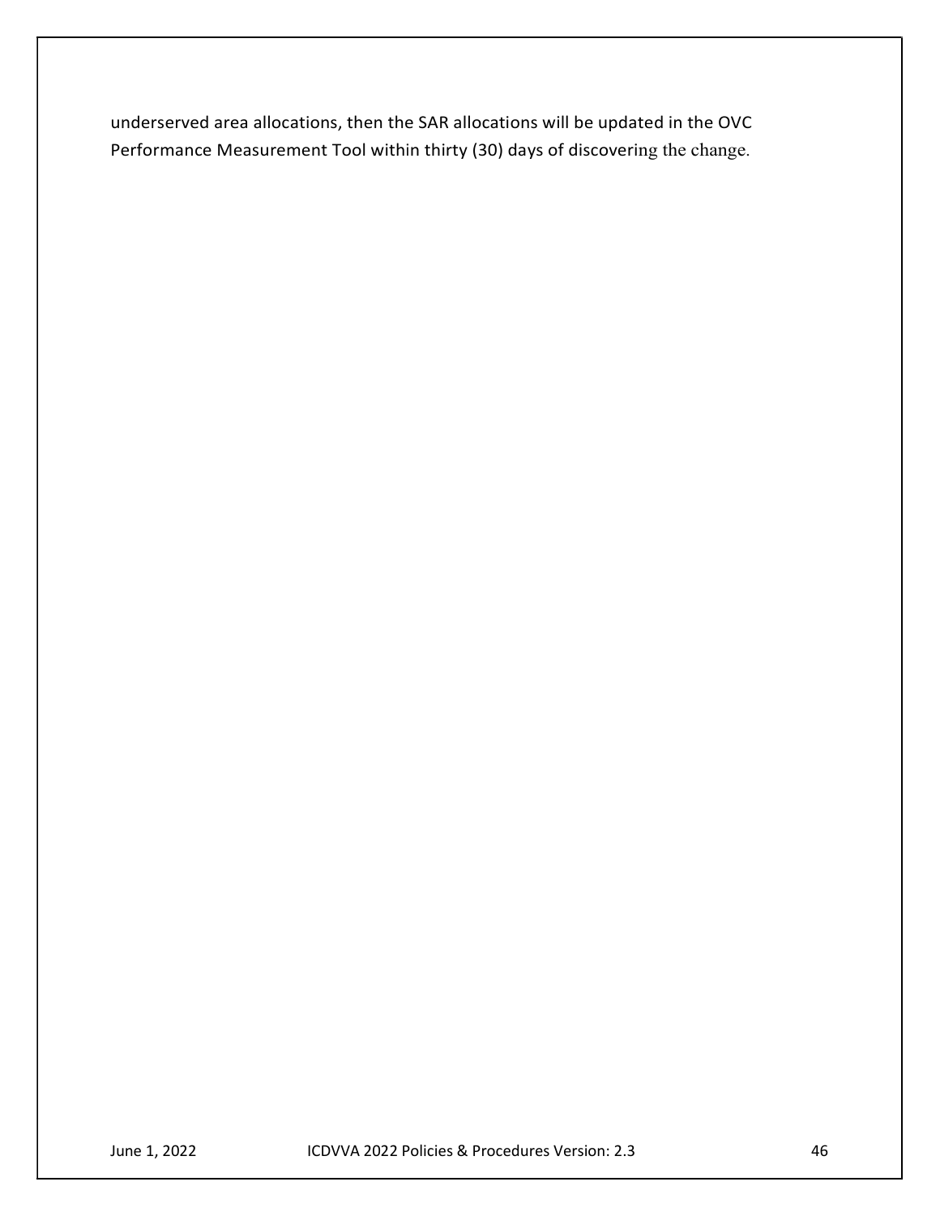underserved area allocations, then the SAR allocations will be updated in the OVC Performance Measurement Tool within thirty (30) days of discovering the change.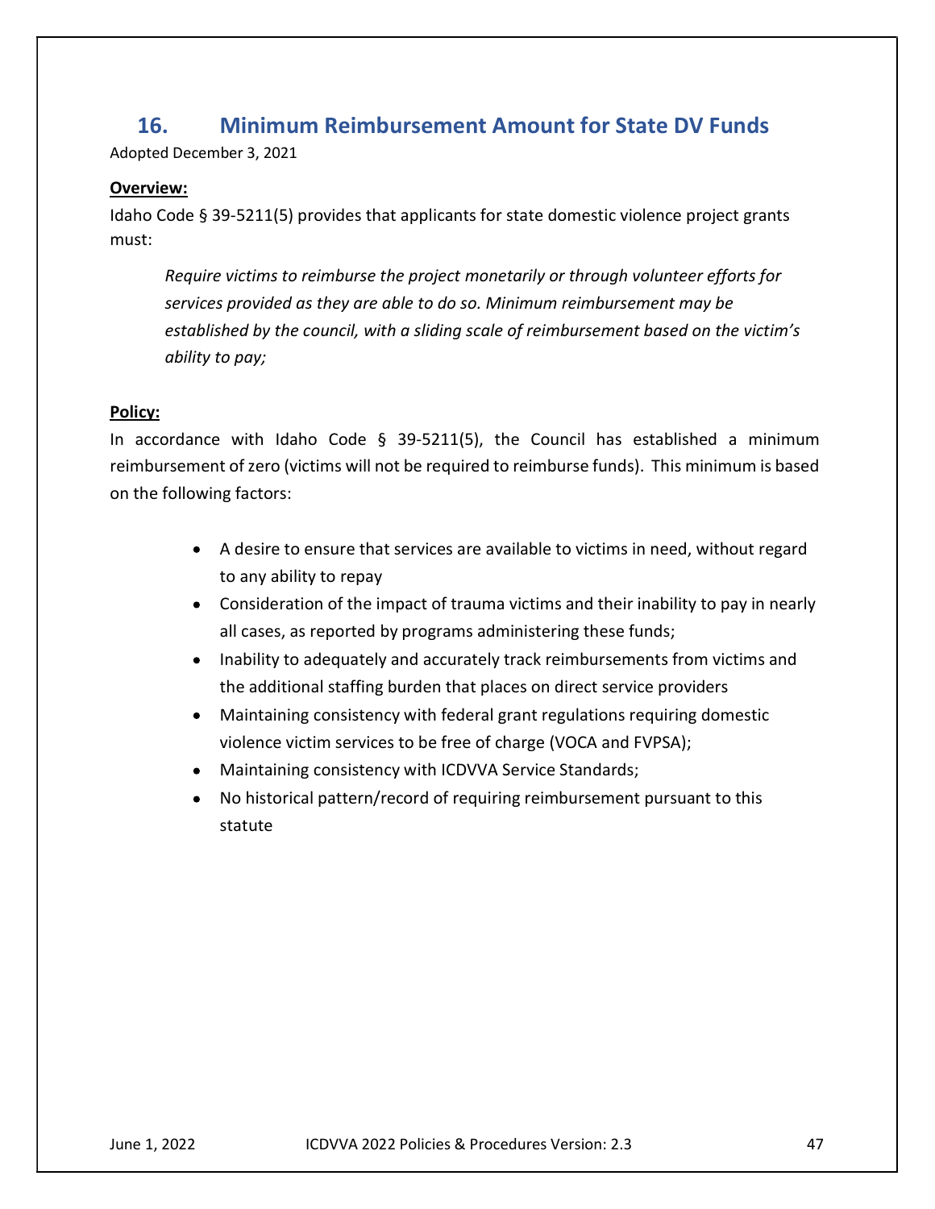## 16. Minimum Reimbursement Amount for State DV Funds

Adopted December 3, 2021

**Overview:**

Idaho Code § 39-5211(5) provides that applicants for state domestic violence project grants must:

> *Require victims to reimburse the project monetarily or through volunteer efforts for services provided as they are able to do so. Minimum reimbursement may be established by the council, with a sliding scale of reimbursement based on the victim's ability to pay;*

**Policy:**

In accordance with Idaho Code § 39-5211(5), the Council has established a minimum reimbursement of zero (victims will not be required to reimburse funds). This minimum is based on the following factors:

- A desire to ensure that services are available to victims in need, without regard to any ability to repay
- Consideration of the impact of trauma victims and their inability to pay in nearly all cases, as reported by programs administering these funds;
- Inability to adequately and accurately track reimbursements from victims and the additional staffing burden that places on direct service providers
- Maintaining consistency with federal grant regulations requiring domestic violence victim services to be free of charge (VOCA and FVPSA);
- Maintaining consistency with ICDVVA Service Standards;
- No historical pattern/record of requiring reimbursement pursuant to this statute